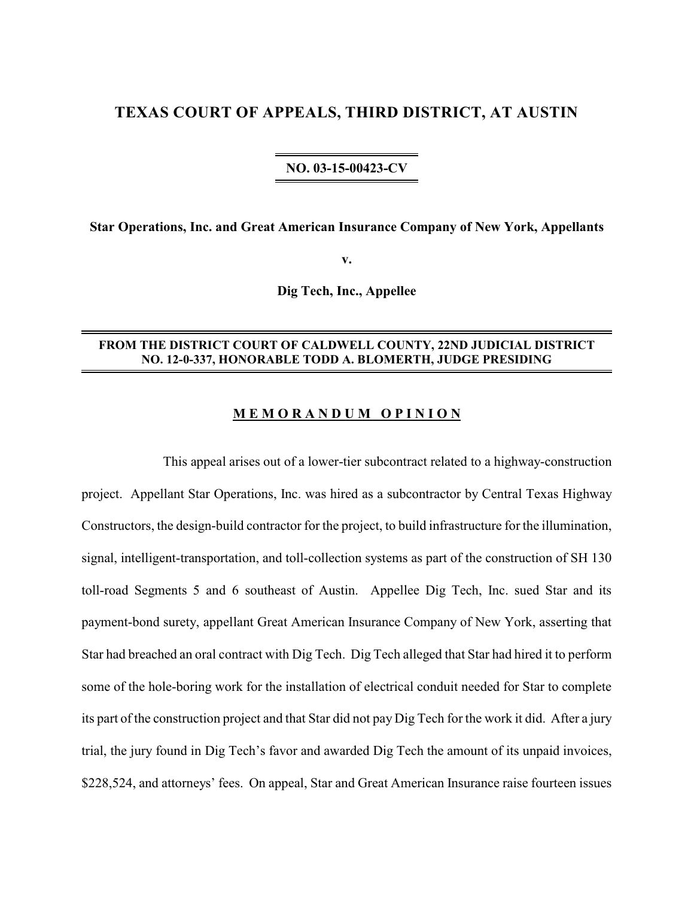# TEXAS COURT OF APPEALS, THIRD DISTRICT, AT AUSTIN

**NO. 03-15-00423-CV**

**Star Operations, Inc. and Great American Insurance Company of New York, Appellants**

**v.**

**Dig Tech, Inc., Appellee**

**FROM THE DISTRICT COURT OF CALDWELL COUNTY, 22ND JUDICIAL DISTRICT NO. 12-0-337, HONORABLE TODD A. BLOMERTH, JUDGE PRESIDING**

## M E M O R A N D U M   O P I N I O N

This appeal arises out of a lower-tier subcontract related to a highway-construction project. Appellant Star Operations, Inc. was hired as a subcontractor by Central Texas Highway Constructors, the design-build contractor for the project, to build infrastructure for the illumination, signal, intelligent-transportation, and toll-collection systems as part of the construction of SH 130 toll-road Segments 5 and 6 southeast of Austin. Appellee Dig Tech, Inc. sued Star and its payment-bond surety, appellant Great American Insurance Company of New York, asserting that Star had breached an oral contract with Dig Tech. Dig Tech alleged that Star had hired it to perform some of the hole-boring work for the installation of electrical conduit needed for Star to complete its part of the construction project and that Star did not pay Dig Tech for the work it did. After a jury trial, the jury found in Dig Tech's favor and awarded Dig Tech the amount of its unpaid invoices, $228,524, and attorneys' fees. On appeal, Star and Great American Insurance raise fourteen issues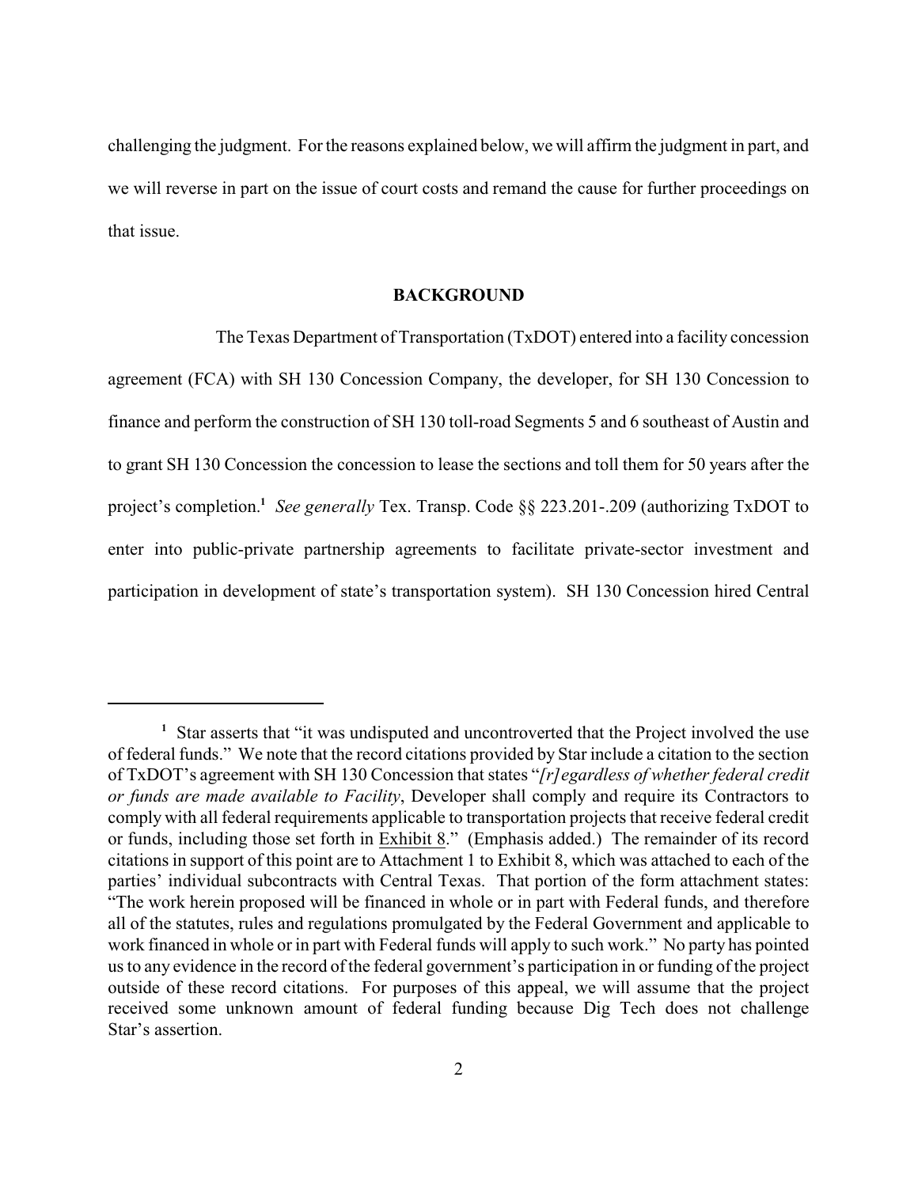challenging the judgment. For the reasons explained below, we will affirm the judgment in part, and we will reverse in part on the issue of court costs and remand the cause for further proceedings on that issue.

## BACKGROUND

The Texas Department of Transportation (TxDOT) entered into a facility concession agreement (FCA) with SH 130 Concession Company, the developer, for SH 130 Concession to finance and perform the construction of SH 130 toll-road Segments 5 and 6 southeast of Austin and to grant SH 130 Concession the concession to lease the sections and toll them for 50 years after the project's completion.[1] *See generally* Tex. Transp. Code §§ 223.201-.209 (authorizing TxDOT to enter into public-private partnership agreements to facilitate private-sector investment and participation in development of state's transportation system). SH 130 Concession hired Central

---

[1] Star asserts that "it was undisputed and uncontroverted that the Project involved the use of federal funds." We note that the record citations provided by Star include a citation to the section of TxDOT's agreement with SH 130 Concession that states "*[r]egardless of whether federal credit or funds are made available to Facility*, Developer shall comply and require its Contractors to comply with all federal requirements applicable to transportation projects that receive federal credit or funds, including those set forth in Exhibit 8." (Emphasis added.) The remainder of its record citations in support of this point are to Attachment 1 to Exhibit 8, which was attached to each of the parties' individual subcontracts with Central Texas. That portion of the form attachment states: "The work herein proposed will be financed in whole or in part with Federal funds, and therefore all of the statutes, rules and regulations promulgated by the Federal Government and applicable to work financed in whole or in part with Federal funds will apply to such work." No party has pointed us to any evidence in the record of the federal government's participation in or funding of the project outside of these record citations. For purposes of this appeal, we will assume that the project received some unknown amount of federal funding because Dig Tech does not challenge Star's assertion.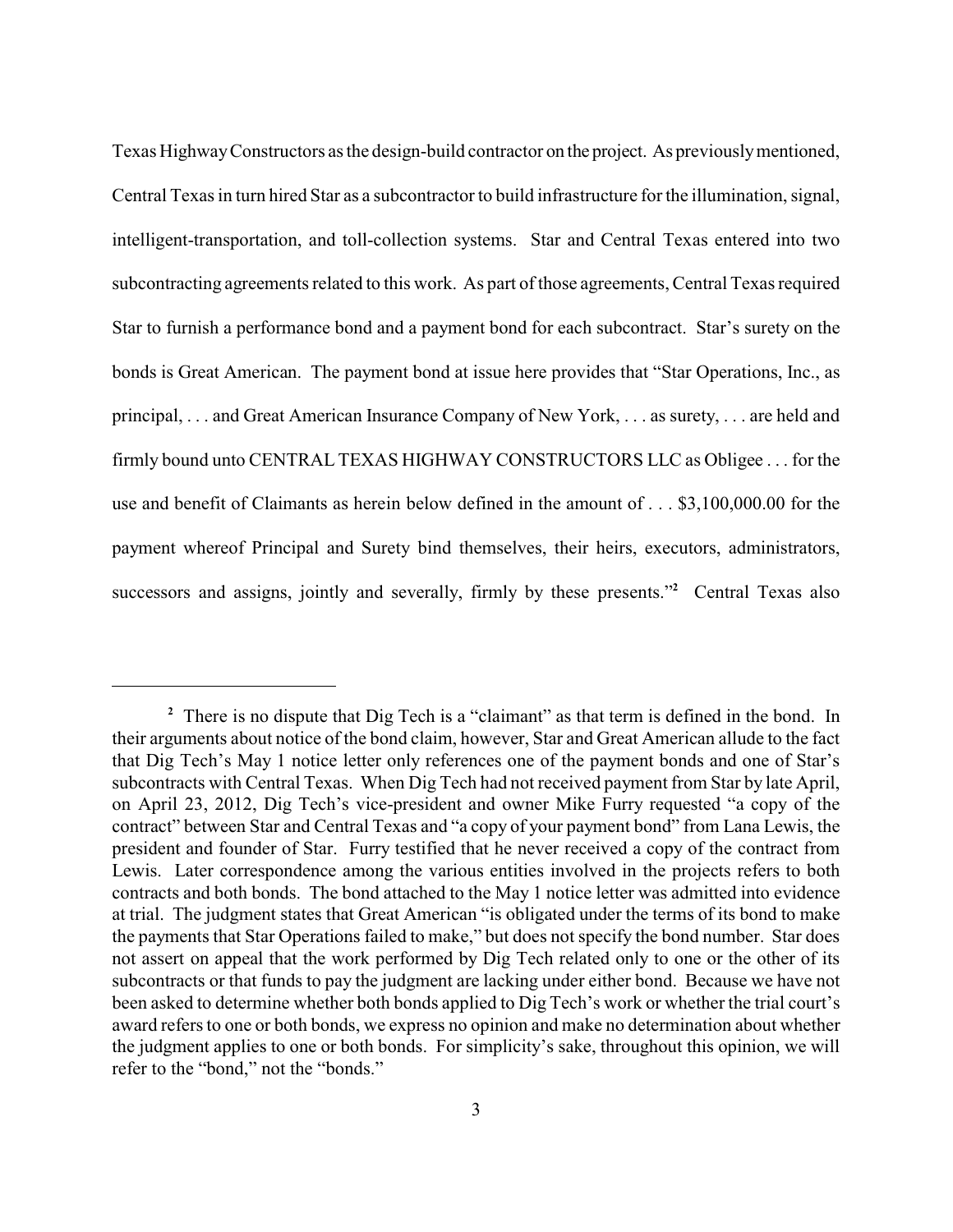Texas Highway Constructors as the design-build contractor on the project. As previously mentioned, Central Texas in turn hired Star as a subcontractor to build infrastructure for the illumination, signal, intelligent-transportation, and toll-collection systems. Star and Central Texas entered into two subcontracting agreements related to this work. As part of those agreements, Central Texas required Star to furnish a performance bond and a payment bond for each subcontract. Star's surety on the bonds is Great American. The payment bond at issue here provides that "Star Operations, Inc., as principal, . . . and Great American Insurance Company of New York, . . . as surety, . . . are held and firmly bound unto CENTRAL TEXAS HIGHWAY CONSTRUCTORS LLC as Obligee . . . for the use and benefit of Claimants as herein below defined in the amount of . . . $3,100,000.00 for the payment whereof Principal and Surety bind themselves, their heirs, executors, administrators, successors and assigns, jointly and severally, firmly by these presents."[2] Central Texas also

---

[2] There is no dispute that Dig Tech is a "claimant" as that term is defined in the bond. In their arguments about notice of the bond claim, however, Star and Great American allude to the fact that Dig Tech's May 1 notice letter only references one of the payment bonds and one of Star's subcontracts with Central Texas. When Dig Tech had not received payment from Star by late April, on April 23, 2012, Dig Tech's vice-president and owner Mike Furry requested "a copy of the contract" between Star and Central Texas and "a copy of your payment bond" from Lana Lewis, the president and founder of Star. Furry testified that he never received a copy of the contract from Lewis. Later correspondence among the various entities involved in the projects refers to both contracts and both bonds. The bond attached to the May 1 notice letter was admitted into evidence at trial. The judgment states that Great American "is obligated under the terms of its bond to make the payments that Star Operations failed to make," but does not specify the bond number. Star does not assert on appeal that the work performed by Dig Tech related only to one or the other of its subcontracts or that funds to pay the judgment are lacking under either bond. Because we have not been asked to determine whether both bonds applied to Dig Tech's work or whether the trial court's award refers to one or both bonds, we express no opinion and make no determination about whether the judgment applies to one or both bonds. For simplicity's sake, throughout this opinion, we will refer to the "bond," not the "bonds."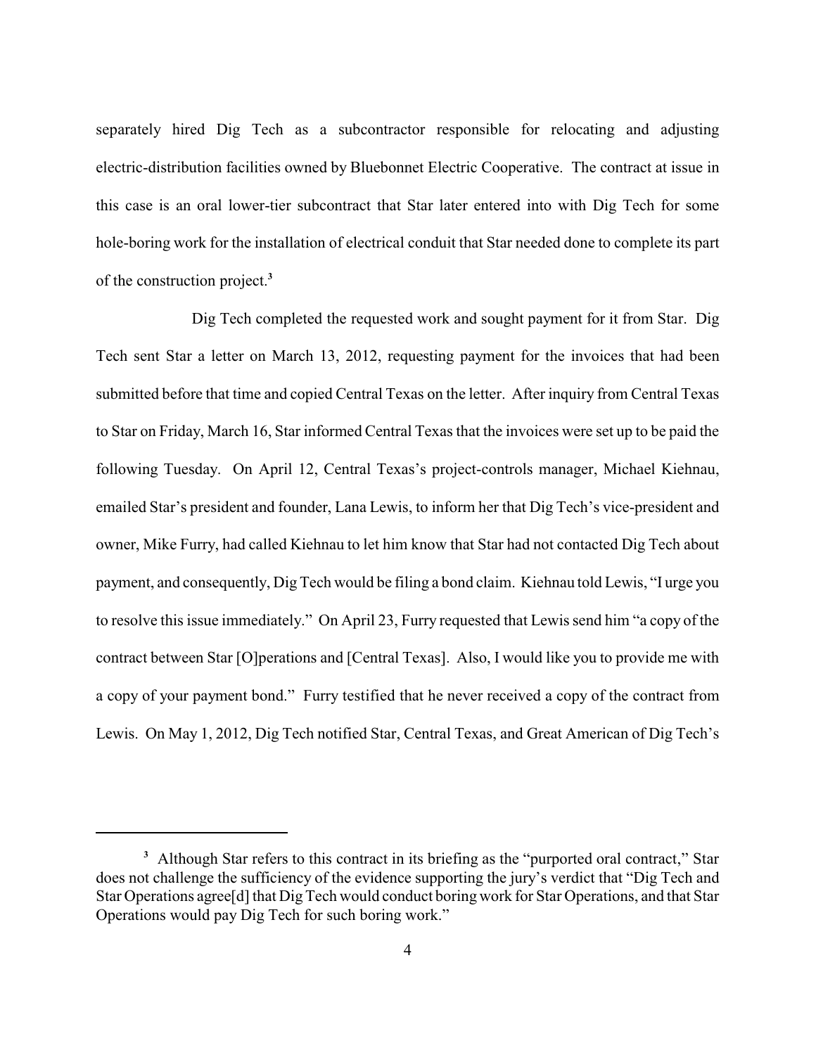separately hired Dig Tech as a subcontractor responsible for relocating and adjusting electric-distribution facilities owned by Bluebonnet Electric Cooperative. The contract at issue in this case is an oral lower-tier subcontract that Star later entered into with Dig Tech for some hole-boring work for the installation of electrical conduit that Star needed done to complete its part of the construction project.[3]

Dig Tech completed the requested work and sought payment for it from Star. Dig Tech sent Star a letter on March 13, 2012, requesting payment for the invoices that had been submitted before that time and copied Central Texas on the letter. After inquiry from Central Texas to Star on Friday, March 16, Star informed Central Texas that the invoices were set up to be paid the following Tuesday. On April 12, Central Texas's project-controls manager, Michael Kiehnau, emailed Star's president and founder, Lana Lewis, to inform her that Dig Tech's vice-president and owner, Mike Furry, had called Kiehnau to let him know that Star had not contacted Dig Tech about payment, and consequently, Dig Tech would be filing a bond claim. Kiehnau told Lewis, "I urge you to resolve this issue immediately." On April 23, Furry requested that Lewis send him "a copy of the contract between Star [O]perations and [Central Texas]. Also, I would like you to provide me with a copy of your payment bond." Furry testified that he never received a copy of the contract from Lewis. On May 1, 2012, Dig Tech notified Star, Central Texas, and Great American of Dig Tech's

---

[3] Although Star refers to this contract in its briefing as the "purported oral contract," Star does not challenge the sufficiency of the evidence supporting the jury's verdict that "Dig Tech and Star Operations agree[d] that Dig Tech would conduct boring work for Star Operations, and that Star Operations would pay Dig Tech for such boring work."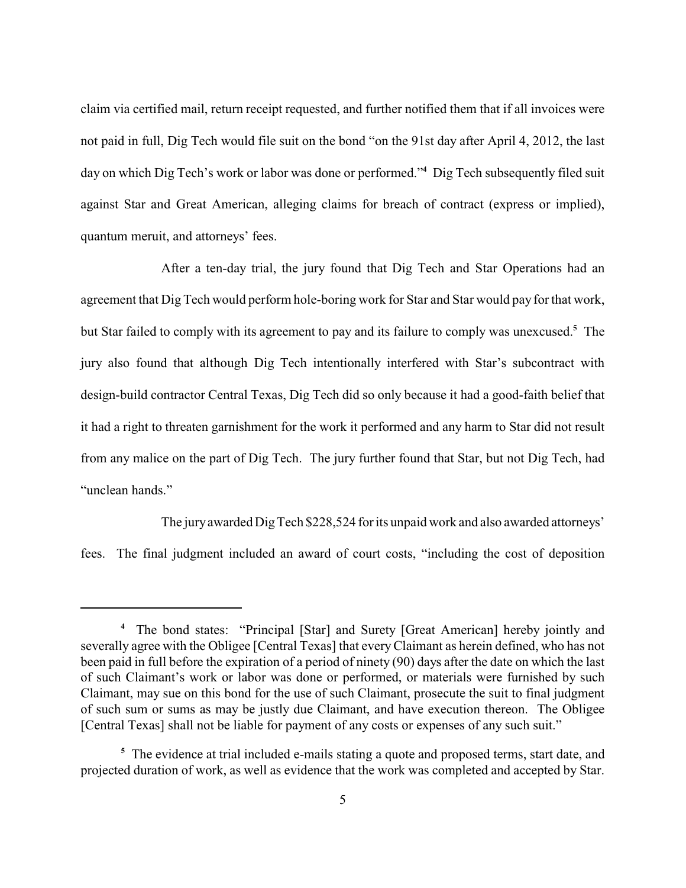claim via certified mail, return receipt requested, and further notified them that if all invoices were not paid in full, Dig Tech would file suit on the bond "on the 91st day after April 4, 2012, the last day on which Dig Tech's work or labor was done or performed."[4] Dig Tech subsequently filed suit against Star and Great American, alleging claims for breach of contract (express or implied), quantum meruit, and attorneys' fees.

After a ten-day trial, the jury found that Dig Tech and Star Operations had an agreement that Dig Tech would perform hole-boring work for Star and Star would pay for that work, but Star failed to comply with its agreement to pay and its failure to comply was unexcused.[5] The jury also found that although Dig Tech intentionally interfered with Star's subcontract with design-build contractor Central Texas, Dig Tech did so only because it had a good-faith belief that it had a right to threaten garnishment for the work it performed and any harm to Star did not result from any malice on the part of Dig Tech. The jury further found that Star, but not Dig Tech, had "unclean hands."

The jury awarded Dig Tech $228,524 for its unpaid work and also awarded attorneys' fees. The final judgment included an award of court costs, "including the cost of deposition

---

[4] The bond states: "Principal [Star] and Surety [Great American] hereby jointly and severally agree with the Obligee [Central Texas] that every Claimant as herein defined, who has not been paid in full before the expiration of a period of ninety (90) days after the date on which the last of such Claimant's work or labor was done or performed, or materials were furnished by such Claimant, may sue on this bond for the use of such Claimant, prosecute the suit to final judgment of such sum or sums as may be justly due Claimant, and have execution thereon. The Obligee [Central Texas] shall not be liable for payment of any costs or expenses of any such suit."

[5] The evidence at trial included e-mails stating a quote and proposed terms, start date, and projected duration of work, as well as evidence that the work was completed and accepted by Star.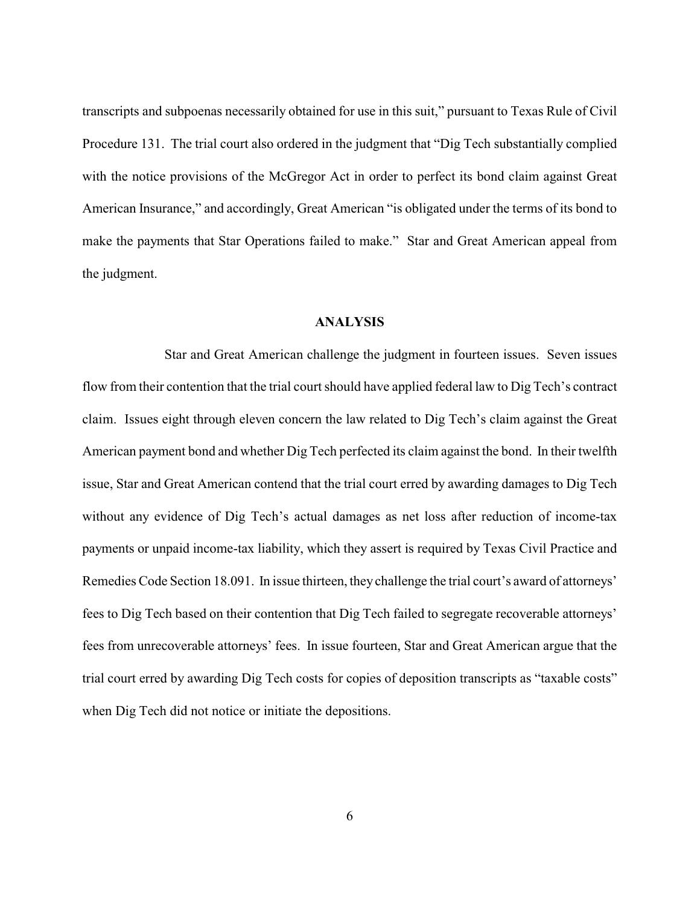transcripts and subpoenas necessarily obtained for use in this suit," pursuant to Texas Rule of Civil Procedure 131. The trial court also ordered in the judgment that "Dig Tech substantially complied with the notice provisions of the McGregor Act in order to perfect its bond claim against Great American Insurance," and accordingly, Great American "is obligated under the terms of its bond to make the payments that Star Operations failed to make." Star and Great American appeal from the judgment.

## ANALYSIS

Star and Great American challenge the judgment in fourteen issues. Seven issues flow from their contention that the trial court should have applied federal law to Dig Tech's contract claim. Issues eight through eleven concern the law related to Dig Tech's claim against the Great American payment bond and whether Dig Tech perfected its claim against the bond. In their twelfth issue, Star and Great American contend that the trial court erred by awarding damages to Dig Tech without any evidence of Dig Tech's actual damages as net loss after reduction of income-tax payments or unpaid income-tax liability, which they assert is required by Texas Civil Practice and Remedies Code Section 18.091. In issue thirteen, they challenge the trial court's award of attorneys' fees to Dig Tech based on their contention that Dig Tech failed to segregate recoverable attorneys' fees from unrecoverable attorneys' fees. In issue fourteen, Star and Great American argue that the trial court erred by awarding Dig Tech costs for copies of deposition transcripts as "taxable costs" when Dig Tech did not notice or initiate the depositions.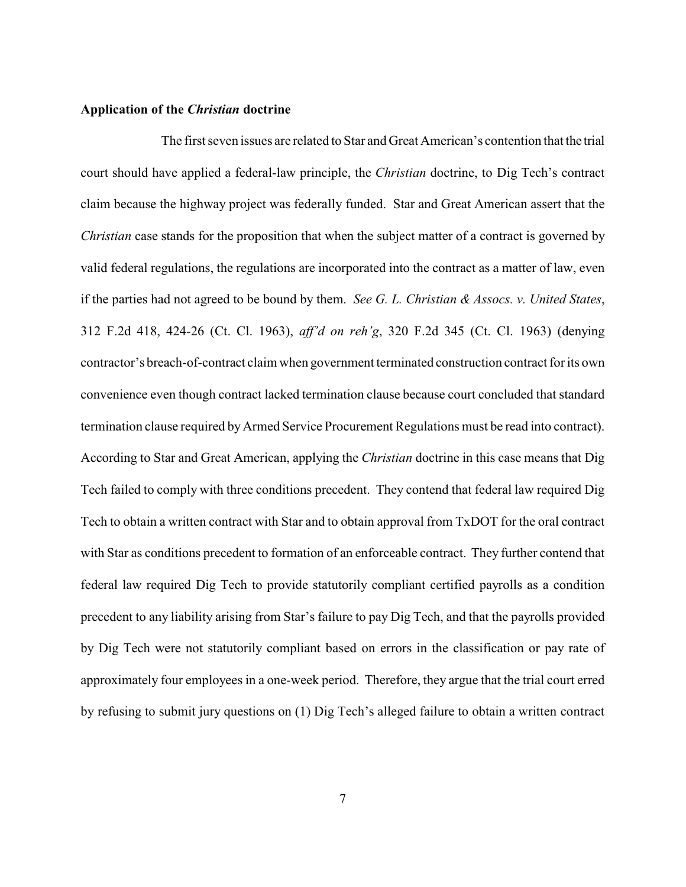**Application of the *Christian* doctrine**

The first seven issues are related to Star and Great American's contention that the trial court should have applied a federal-law principle, the *Christian* doctrine, to Dig Tech's contract claim because the highway project was federally funded. Star and Great American assert that the *Christian* case stands for the proposition that when the subject matter of a contract is governed by valid federal regulations, the regulations are incorporated into the contract as a matter of law, even if the parties had not agreed to be bound by them. *See G. L. Christian & Assocs. v. United States*, 312 F.2d 418, 424-26 (Ct. Cl. 1963), *aff'd on reh'g*, 320 F.2d 345 (Ct. Cl. 1963) (denying contractor's breach-of-contract claim when government terminated construction contract for its own convenience even though contract lacked termination clause because court concluded that standard termination clause required by Armed Service Procurement Regulations must be read into contract). According to Star and Great American, applying the *Christian* doctrine in this case means that Dig Tech failed to comply with three conditions precedent. They contend that federal law required Dig Tech to obtain a written contract with Star and to obtain approval from TxDOT for the oral contract with Star as conditions precedent to formation of an enforceable contract. They further contend that federal law required Dig Tech to provide statutorily compliant certified payrolls as a condition precedent to any liability arising from Star's failure to pay Dig Tech, and that the payrolls provided by Dig Tech were not statutorily compliant based on errors in the classification or pay rate of approximately four employees in a one-week period. Therefore, they argue that the trial court erred by refusing to submit jury questions on (1) Dig Tech's alleged failure to obtain a written contract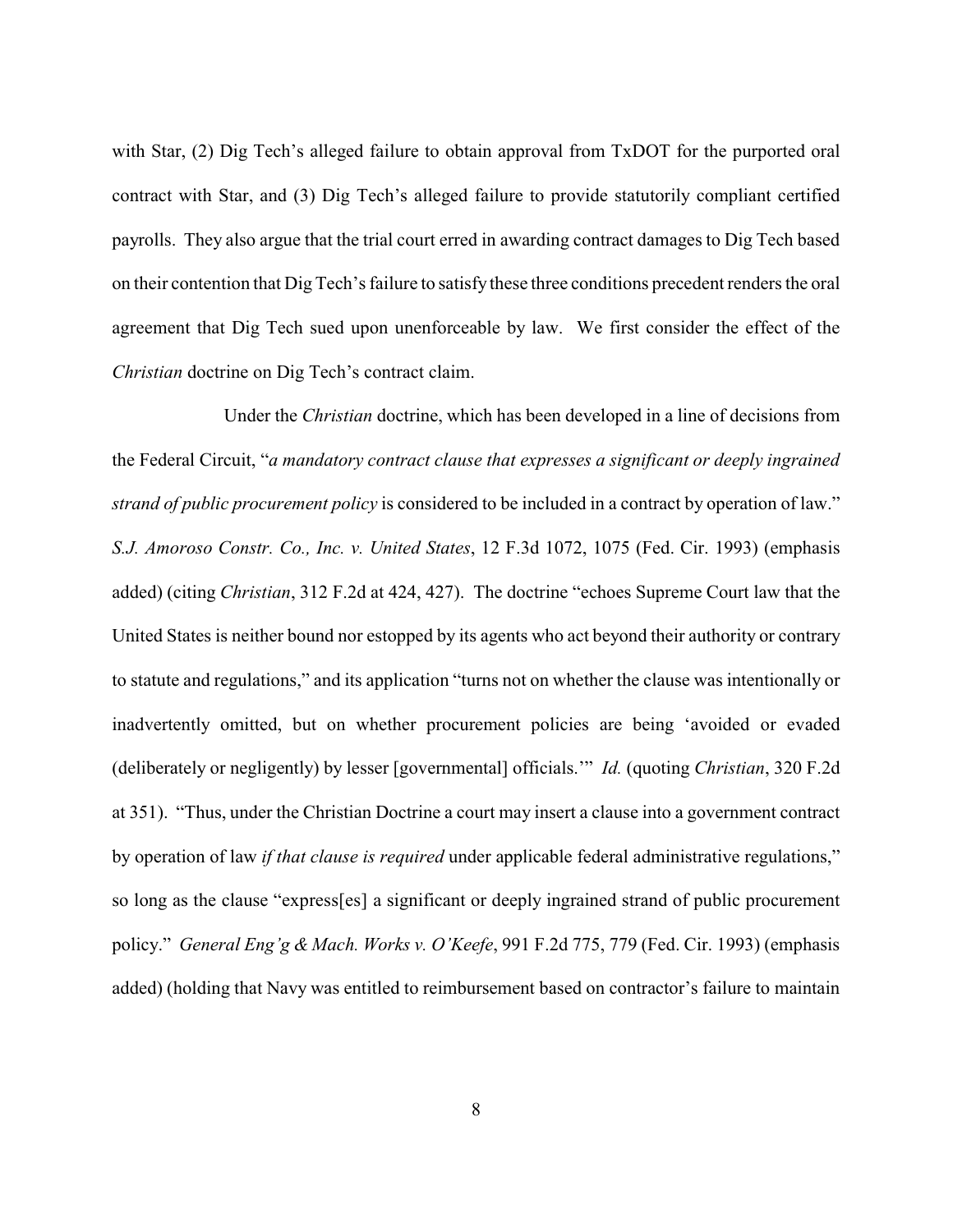with Star, (2) Dig Tech's alleged failure to obtain approval from TxDOT for the purported oral contract with Star, and (3) Dig Tech's alleged failure to provide statutorily compliant certified payrolls. They also argue that the trial court erred in awarding contract damages to Dig Tech based on their contention that Dig Tech's failure to satisfy these three conditions precedent renders the oral agreement that Dig Tech sued upon unenforceable by law. We first consider the effect of the *Christian* doctrine on Dig Tech's contract claim.

Under the *Christian* doctrine, which has been developed in a line of decisions from the Federal Circuit, "*a mandatory contract clause that expresses a significant or deeply ingrained strand of public procurement policy* is considered to be included in a contract by operation of law." *S.J. Amoroso Constr. Co., Inc. v. United States*, 12 F.3d 1072, 1075 (Fed. Cir. 1993) (emphasis added) (citing *Christian*, 312 F.2d at 424, 427). The doctrine "echoes Supreme Court law that the United States is neither bound nor estopped by its agents who act beyond their authority or contrary to statute and regulations," and its application "turns not on whether the clause was intentionally or inadvertently omitted, but on whether procurement policies are being 'avoided or evaded (deliberately or negligently) by lesser [governmental] officials.'" *Id.* (quoting *Christian*, 320 F.2d at 351). "Thus, under the Christian Doctrine a court may insert a clause into a government contract by operation of law *if that clause is required* under applicable federal administrative regulations," so long as the clause "express[es] a significant or deeply ingrained strand of public procurement policy." *General Eng'g & Mach. Works v. O'Keefe*, 991 F.2d 775, 779 (Fed. Cir. 1993) (emphasis added) (holding that Navy was entitled to reimbursement based on contractor's failure to maintain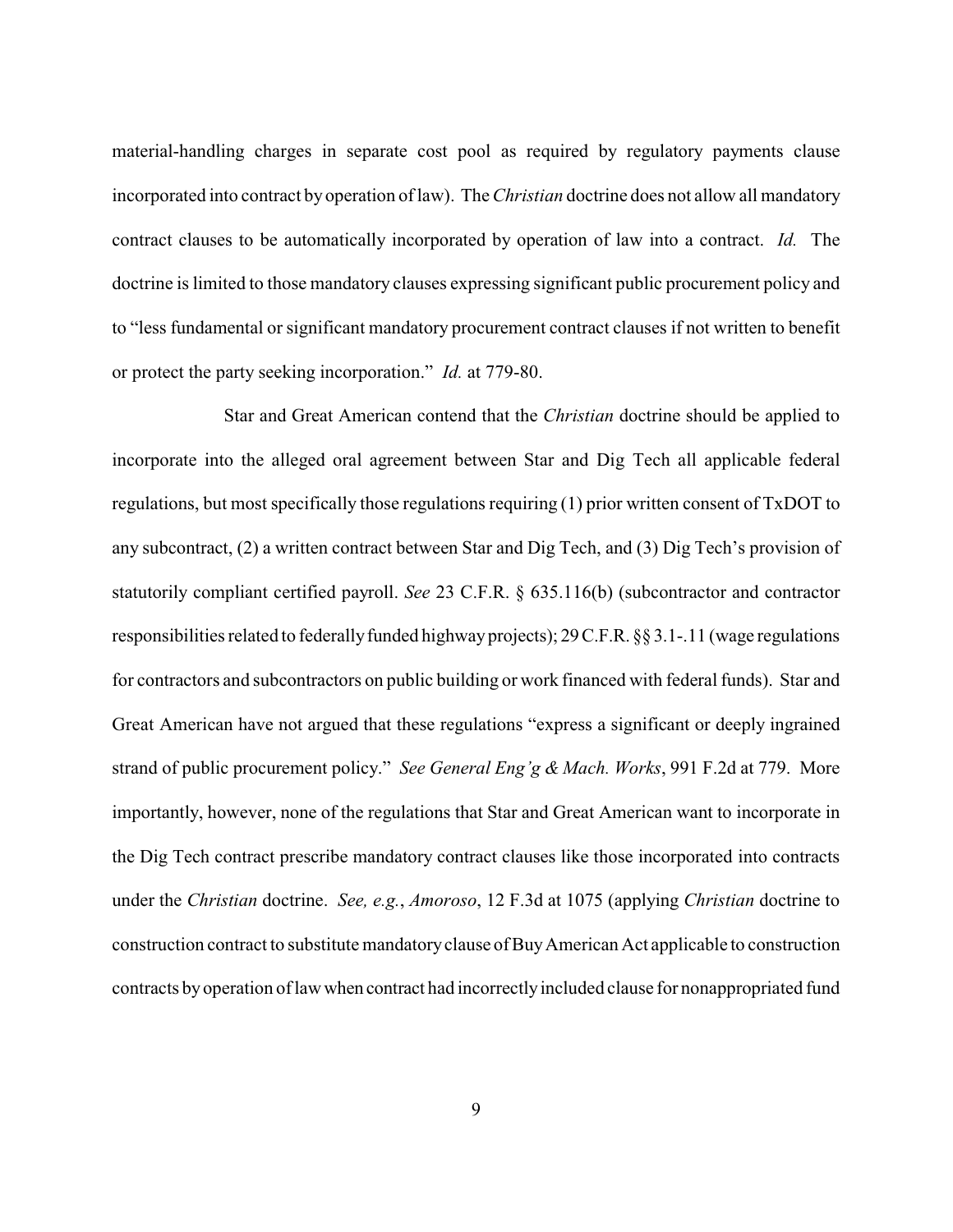material-handling charges in separate cost pool as required by regulatory payments clause incorporated into contract by operation of law). The *Christian* doctrine does not allow all mandatory contract clauses to be automatically incorporated by operation of law into a contract. *Id.* The doctrine is limited to those mandatory clauses expressing significant public procurement policy and to "less fundamental or significant mandatory procurement contract clauses if not written to benefit or protect the party seeking incorporation." *Id.* at 779-80.

Star and Great American contend that the *Christian* doctrine should be applied to incorporate into the alleged oral agreement between Star and Dig Tech all applicable federal regulations, but most specifically those regulations requiring (1) prior written consent of TxDOT to any subcontract, (2) a written contract between Star and Dig Tech, and (3) Dig Tech's provision of statutorily compliant certified payroll. *See* 23 C.F.R. § 635.116(b) (subcontractor and contractor responsibilities related to federally funded highway projects); 29 C.F.R. §§ 3.1-.11 (wage regulations for contractors and subcontractors on public building or work financed with federal funds). Star and Great American have not argued that these regulations "express a significant or deeply ingrained strand of public procurement policy." *See General Eng'g & Mach. Works*, 991 F.2d at 779. More importantly, however, none of the regulations that Star and Great American want to incorporate in the Dig Tech contract prescribe mandatory contract clauses like those incorporated into contracts under the *Christian* doctrine. *See, e.g.*, *Amoroso*, 12 F.3d at 1075 (applying *Christian* doctrine to construction contract to substitute mandatory clause of Buy American Act applicable to construction contracts by operation of law when contract had incorrectly included clause for nonappropriated fund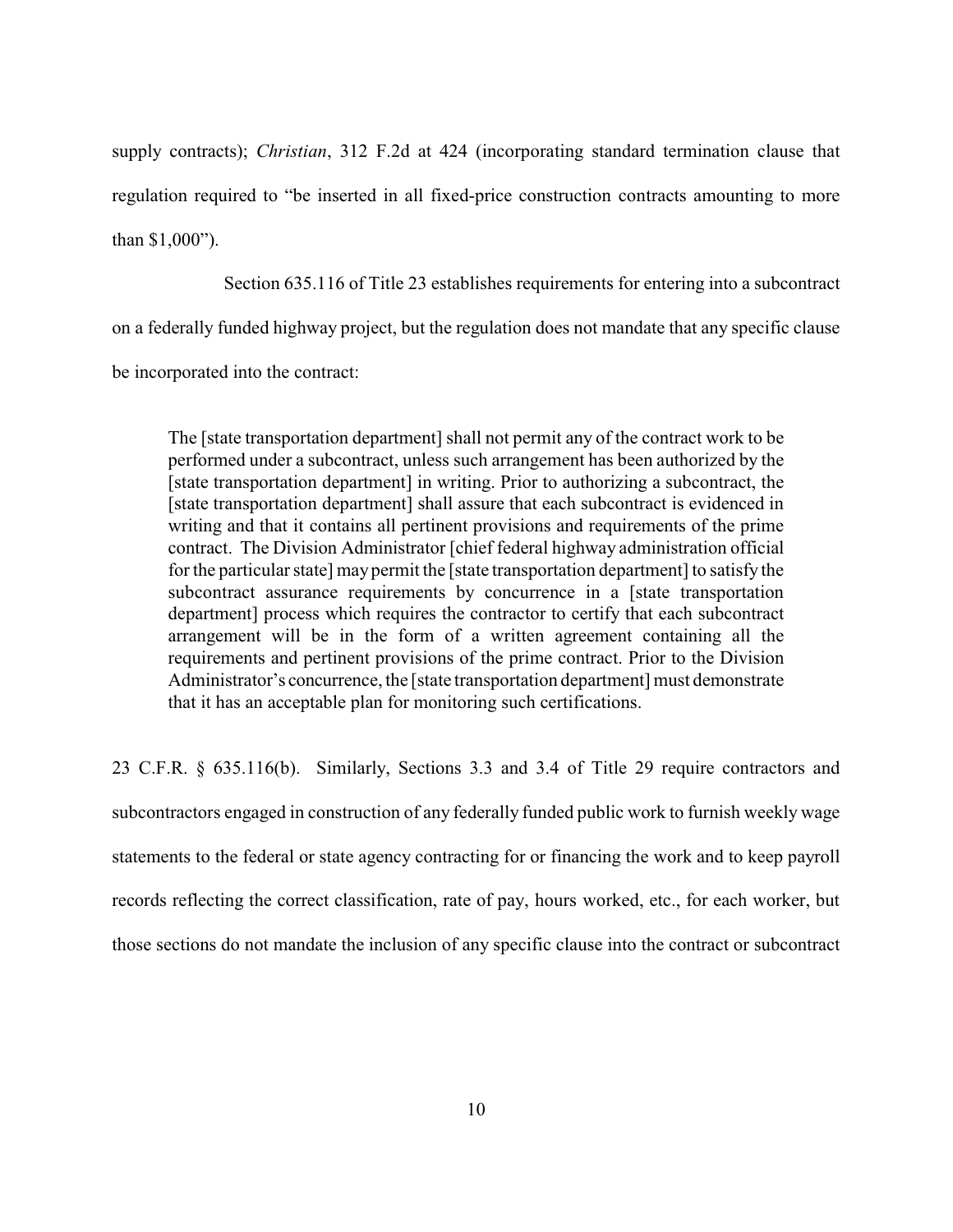supply contracts); *Christian*, 312 F.2d at 424 (incorporating standard termination clause that regulation required to "be inserted in all fixed-price construction contracts amounting to more than $1,000").

Section 635.116 of Title 23 establishes requirements for entering into a subcontract on a federally funded highway project, but the regulation does not mandate that any specific clause be incorporated into the contract:

> The [state transportation department] shall not permit any of the contract work to be performed under a subcontract, unless such arrangement has been authorized by the [state transportation department] in writing. Prior to authorizing a subcontract, the [state transportation department] shall assure that each subcontract is evidenced in writing and that it contains all pertinent provisions and requirements of the prime contract. The Division Administrator [chief federal highway administration official for the particular state] may permit the [state transportation department] to satisfy the subcontract assurance requirements by concurrence in a [state transportation department] process which requires the contractor to certify that each subcontract arrangement will be in the form of a written agreement containing all the requirements and pertinent provisions of the prime contract. Prior to the Division Administrator's concurrence, the [state transportation department] must demonstrate that it has an acceptable plan for monitoring such certifications.

23 C.F.R. § 635.116(b). Similarly, Sections 3.3 and 3.4 of Title 29 require contractors and subcontractors engaged in construction of any federally funded public work to furnish weekly wage statements to the federal or state agency contracting for or financing the work and to keep payroll records reflecting the correct classification, rate of pay, hours worked, etc., for each worker, but those sections do not mandate the inclusion of any specific clause into the contract or subcontract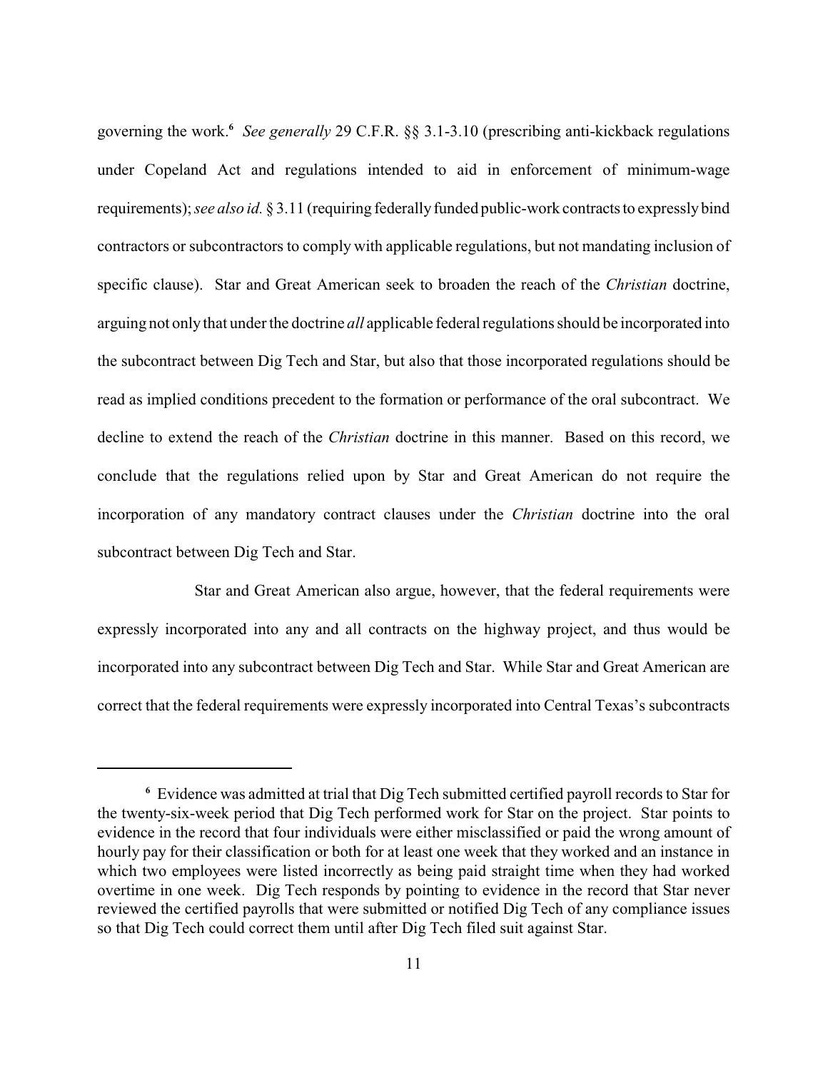governing the work.[6] *See generally* 29 C.F.R. §§ 3.1-3.10 (prescribing anti-kickback regulations under Copeland Act and regulations intended to aid in enforcement of minimum-wage requirements); *see also id.* § 3.11 (requiring federally funded public-work contracts to expressly bind contractors or subcontractors to comply with applicable regulations, but not mandating inclusion of specific clause). Star and Great American seek to broaden the reach of the *Christian* doctrine, arguing not only that under the doctrine *all* applicable federal regulations should be incorporated into the subcontract between Dig Tech and Star, but also that those incorporated regulations should be read as implied conditions precedent to the formation or performance of the oral subcontract. We decline to extend the reach of the *Christian* doctrine in this manner. Based on this record, we conclude that the regulations relied upon by Star and Great American do not require the incorporation of any mandatory contract clauses under the *Christian* doctrine into the oral subcontract between Dig Tech and Star.

Star and Great American also argue, however, that the federal requirements were expressly incorporated into any and all contracts on the highway project, and thus would be incorporated into any subcontract between Dig Tech and Star. While Star and Great American are correct that the federal requirements were expressly incorporated into Central Texas's subcontracts

---

[6] Evidence was admitted at trial that Dig Tech submitted certified payroll records to Star for the twenty-six-week period that Dig Tech performed work for Star on the project. Star points to evidence in the record that four individuals were either misclassified or paid the wrong amount of hourly pay for their classification or both for at least one week that they worked and an instance in which two employees were listed incorrectly as being paid straight time when they had worked overtime in one week. Dig Tech responds by pointing to evidence in the record that Star never reviewed the certified payrolls that were submitted or notified Dig Tech of any compliance issues so that Dig Tech could correct them until after Dig Tech filed suit against Star.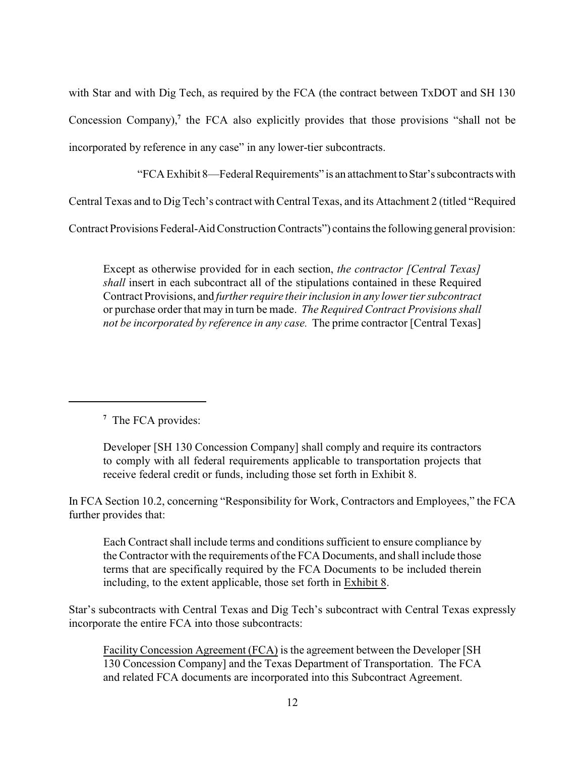with Star and with Dig Tech, as required by the FCA (the contract between TxDOT and SH 130 Concession Company),[7] the FCA also explicitly provides that those provisions "shall not be incorporated by reference in any case" in any lower-tier subcontracts.

"FCA Exhibit 8—Federal Requirements" is an attachment to Star's subcontracts with Central Texas and to Dig Tech's contract with Central Texas, and its Attachment 2 (titled "Required Contract Provisions Federal-Aid Construction Contracts") contains the following general provision:

> Except as otherwise provided for in each section, *the contractor [Central Texas] shall* insert in each subcontract all of the stipulations contained in these Required Contract Provisions, and *further require their inclusion in any lower tier subcontract* or purchase order that may in turn be made. *The Required Contract Provisions shall not be incorporated by reference in any case.* The prime contractor [Central Texas]

---

[7] The FCA provides:

> Developer [SH 130 Concession Company] shall comply and require its contractors to comply with all federal requirements applicable to transportation projects that receive federal credit or funds, including those set forth in Exhibit 8.

In FCA Section 10.2, concerning "Responsibility for Work, Contractors and Employees," the FCA further provides that:

> Each Contract shall include terms and conditions sufficient to ensure compliance by the Contractor with the requirements of the FCA Documents, and shall include those terms that are specifically required by the FCA Documents to be included therein including, to the extent applicable, those set forth in Exhibit 8.

Star's subcontracts with Central Texas and Dig Tech's subcontract with Central Texas expressly incorporate the entire FCA into those subcontracts:

> Facility Concession Agreement (FCA) is the agreement between the Developer [SH 130 Concession Company] and the Texas Department of Transportation. The FCA and related FCA documents are incorporated into this Subcontract Agreement.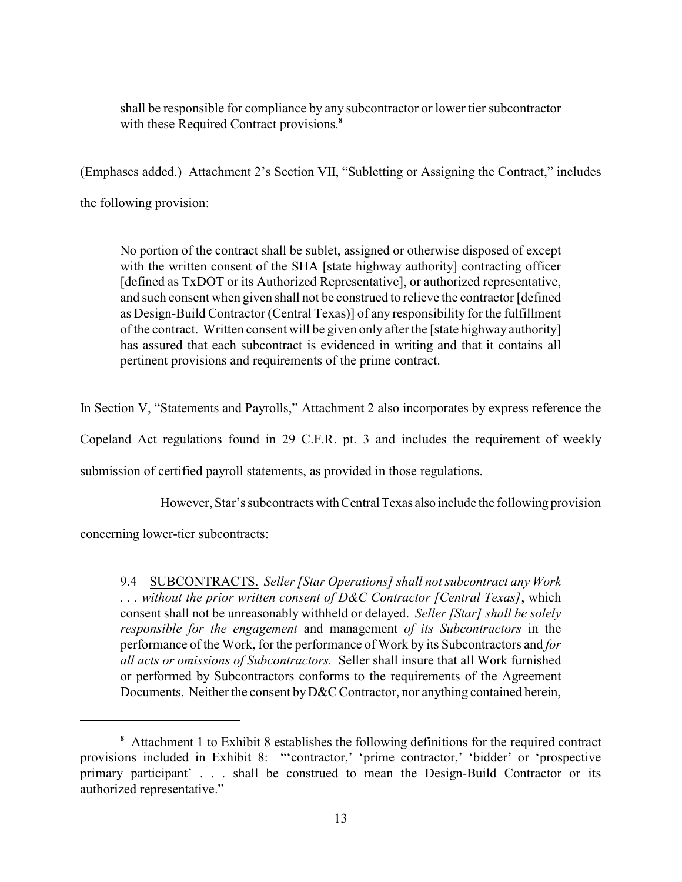> shall be responsible for compliance by any subcontractor or lower tier subcontractor with these Required Contract provisions.[8]

(Emphases added.) Attachment 2's Section VII, "Subletting or Assigning the Contract," includes the following provision:

> No portion of the contract shall be sublet, assigned or otherwise disposed of except with the written consent of the SHA [state highway authority] contracting officer [defined as TxDOT or its Authorized Representative], or authorized representative, and such consent when given shall not be construed to relieve the contractor [defined as Design-Build Contractor (Central Texas)] of any responsibility for the fulfillment of the contract. Written consent will be given only after the [state highway authority] has assured that each subcontract is evidenced in writing and that it contains all pertinent provisions and requirements of the prime contract.

In Section V, "Statements and Payrolls," Attachment 2 also incorporates by express reference the Copeland Act regulations found in 29 C.F.R. pt. 3 and includes the requirement of weekly submission of certified payroll statements, as provided in those regulations.

However, Star's subcontracts with Central Texas also include the following provision concerning lower-tier subcontracts:

> 9.4 <u>SUBCONTRACTS.</u> *Seller [Star Operations] shall not subcontract any Work . . . without the prior written consent of D&C Contractor [Central Texas]*, which consent shall not be unreasonably withheld or delayed. *Seller [Star] shall be solely responsible for the engagement* and management *of its Subcontractors* in the performance of the Work, for the performance of Work by its Subcontractors and *for all acts or omissions of Subcontractors.* Seller shall insure that all Work furnished or performed by Subcontractors conforms to the requirements of the Agreement Documents. Neither the consent by D&C Contractor, nor anything contained herein,

---

[8] Attachment 1 to Exhibit 8 establishes the following definitions for the required contract provisions included in Exhibit 8: "'contractor,' 'prime contractor,' 'bidder' or 'prospective primary participant' . . . shall be construed to mean the Design-Build Contractor or its authorized representative."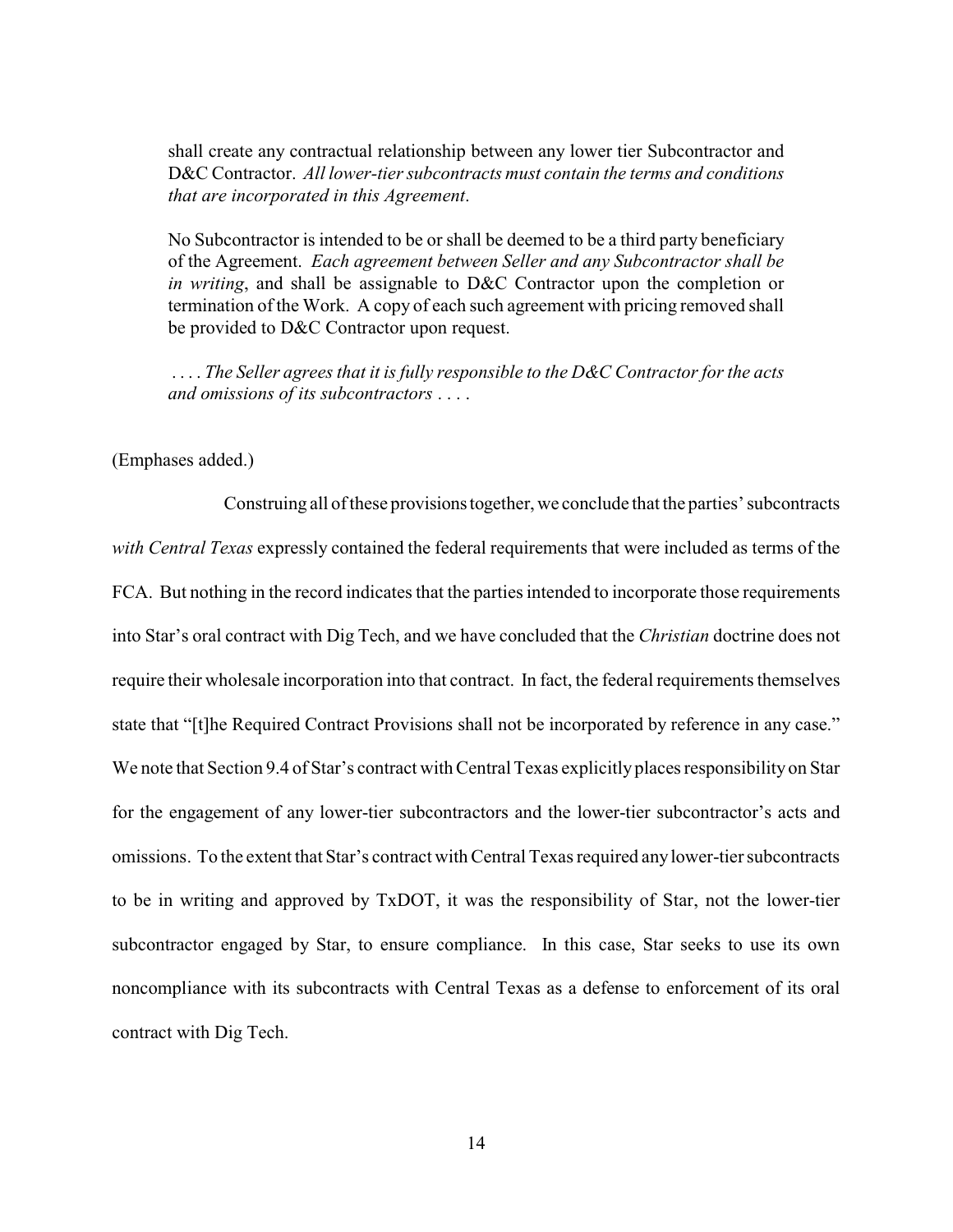> shall create any contractual relationship between any lower tier Subcontractor and D&C Contractor. *All lower-tier subcontracts must contain the terms and conditions that are incorporated in this Agreement*.
>
> No Subcontractor is intended to be or shall be deemed to be a third party beneficiary of the Agreement. *Each agreement between Seller and any Subcontractor shall be in writing*, and shall be assignable to D&C Contractor upon the completion or termination of the Work. A copy of each such agreement with pricing removed shall be provided to D&C Contractor upon request.
>
> . . . . *The Seller agrees that it is fully responsible to the D&C Contractor for the acts and omissions of its subcontractors* . . . .

(Emphases added.)

Construing all of these provisions together, we conclude that the parties' subcontracts *with Central Texas* expressly contained the federal requirements that were included as terms of the FCA. But nothing in the record indicates that the parties intended to incorporate those requirements into Star's oral contract with Dig Tech, and we have concluded that the *Christian* doctrine does not require their wholesale incorporation into that contract. In fact, the federal requirements themselves state that "[t]he Required Contract Provisions shall not be incorporated by reference in any case." We note that Section 9.4 of Star's contract with Central Texas explicitly places responsibility on Star for the engagement of any lower-tier subcontractors and the lower-tier subcontractor's acts and omissions. To the extent that Star's contract with Central Texas required any lower-tier subcontracts to be in writing and approved by TxDOT, it was the responsibility of Star, not the lower-tier subcontractor engaged by Star, to ensure compliance. In this case, Star seeks to use its own noncompliance with its subcontracts with Central Texas as a defense to enforcement of its oral contract with Dig Tech.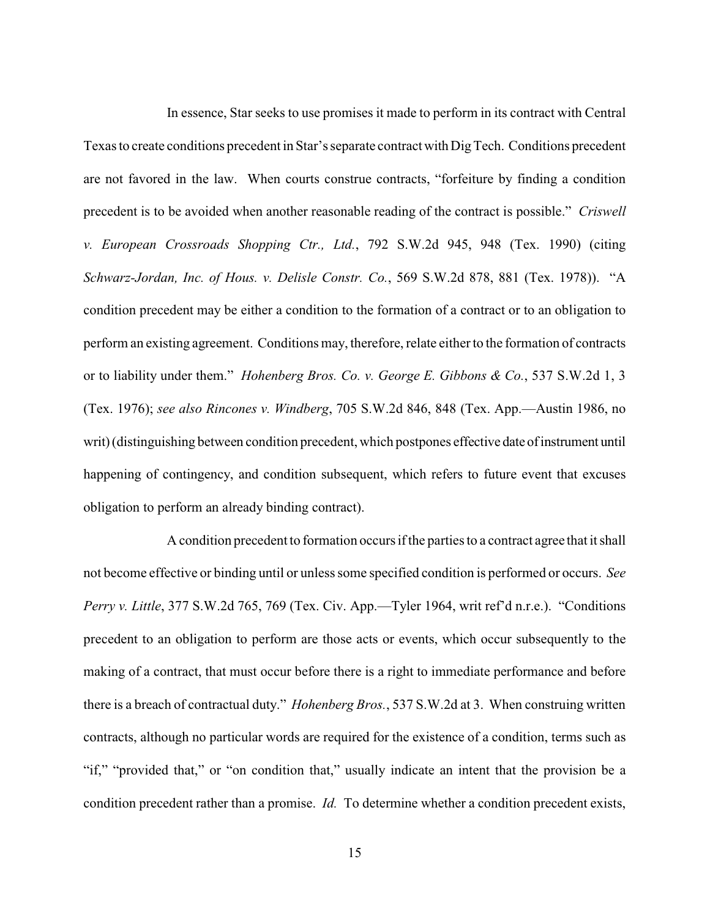In essence, Star seeks to use promises it made to perform in its contract with Central Texas to create conditions precedent in Star's separate contract with Dig Tech. Conditions precedent are not favored in the law. When courts construe contracts, "forfeiture by finding a condition precedent is to be avoided when another reasonable reading of the contract is possible." *Criswell v. European Crossroads Shopping Ctr., Ltd.*, 792 S.W.2d 945, 948 (Tex. 1990) (citing *Schwarz-Jordan, Inc. of Hous. v. Delisle Constr. Co.*, 569 S.W.2d 878, 881 (Tex. 1978)). "A condition precedent may be either a condition to the formation of a contract or to an obligation to perform an existing agreement. Conditions may, therefore, relate either to the formation of contracts or to liability under them." *Hohenberg Bros. Co. v. George E. Gibbons & Co.*, 537 S.W.2d 1, 3 (Tex. 1976); *see also Rincones v. Windberg*, 705 S.W.2d 846, 848 (Tex. App.—Austin 1986, no writ) (distinguishing between condition precedent, which postpones effective date of instrument until happening of contingency, and condition subsequent, which refers to future event that excuses obligation to perform an already binding contract).

A condition precedent to formation occurs if the parties to a contract agree that it shall not become effective or binding until or unless some specified condition is performed or occurs. *See Perry v. Little*, 377 S.W.2d 765, 769 (Tex. Civ. App.—Tyler 1964, writ ref'd n.r.e.). "Conditions precedent to an obligation to perform are those acts or events, which occur subsequently to the making of a contract, that must occur before there is a right to immediate performance and before there is a breach of contractual duty." *Hohenberg Bros.*, 537 S.W.2d at 3. When construing written contracts, although no particular words are required for the existence of a condition, terms such as "if," "provided that," or "on condition that," usually indicate an intent that the provision be a condition precedent rather than a promise. *Id.* To determine whether a condition precedent exists,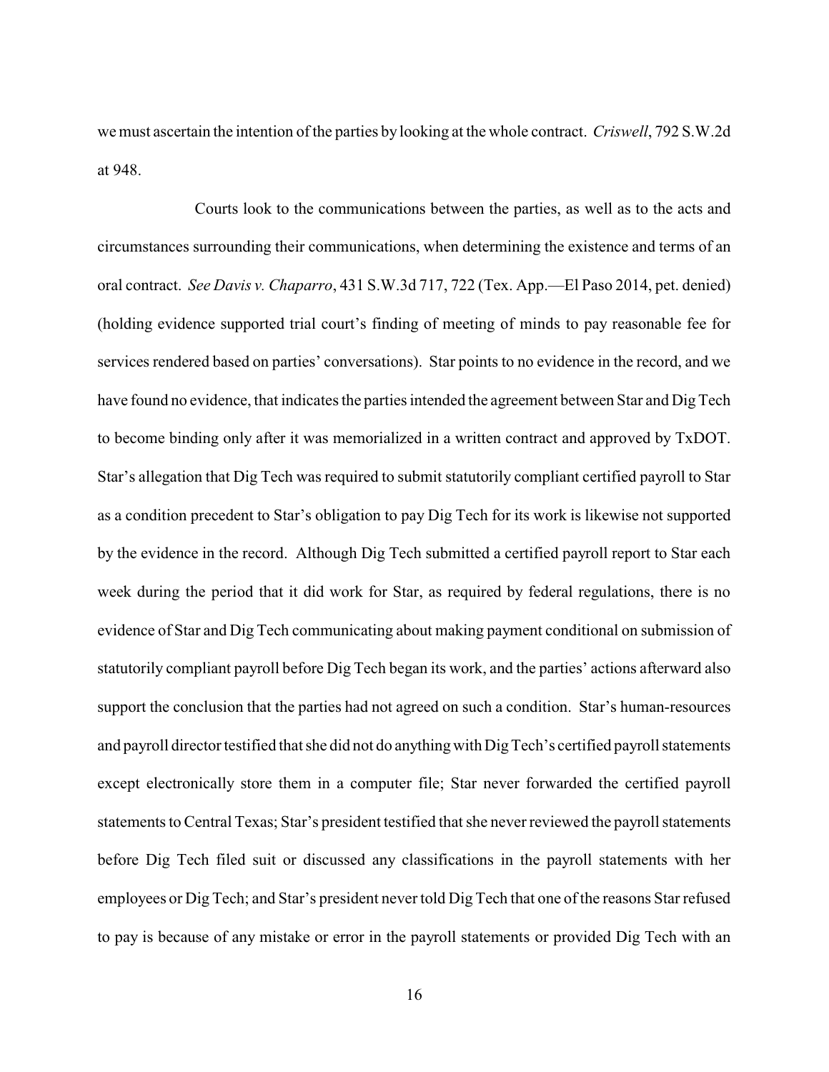we must ascertain the intention of the parties by looking at the whole contract. *Criswell*, 792 S.W.2d at 948.

Courts look to the communications between the parties, as well as to the acts and circumstances surrounding their communications, when determining the existence and terms of an oral contract. *See Davis v. Chaparro*, 431 S.W.3d 717, 722 (Tex. App.—El Paso 2014, pet. denied) (holding evidence supported trial court's finding of meeting of minds to pay reasonable fee for services rendered based on parties' conversations). Star points to no evidence in the record, and we have found no evidence, that indicates the parties intended the agreement between Star and Dig Tech to become binding only after it was memorialized in a written contract and approved by TxDOT. Star's allegation that Dig Tech was required to submit statutorily compliant certified payroll to Star as a condition precedent to Star's obligation to pay Dig Tech for its work is likewise not supported by the evidence in the record. Although Dig Tech submitted a certified payroll report to Star each week during the period that it did work for Star, as required by federal regulations, there is no evidence of Star and Dig Tech communicating about making payment conditional on submission of statutorily compliant payroll before Dig Tech began its work, and the parties' actions afterward also support the conclusion that the parties had not agreed on such a condition. Star's human-resources and payroll director testified that she did not do anything with Dig Tech's certified payroll statements except electronically store them in a computer file; Star never forwarded the certified payroll statements to Central Texas; Star's president testified that she never reviewed the payroll statements before Dig Tech filed suit or discussed any classifications in the payroll statements with her employees or Dig Tech; and Star's president never told Dig Tech that one of the reasons Star refused to pay is because of any mistake or error in the payroll statements or provided Dig Tech with an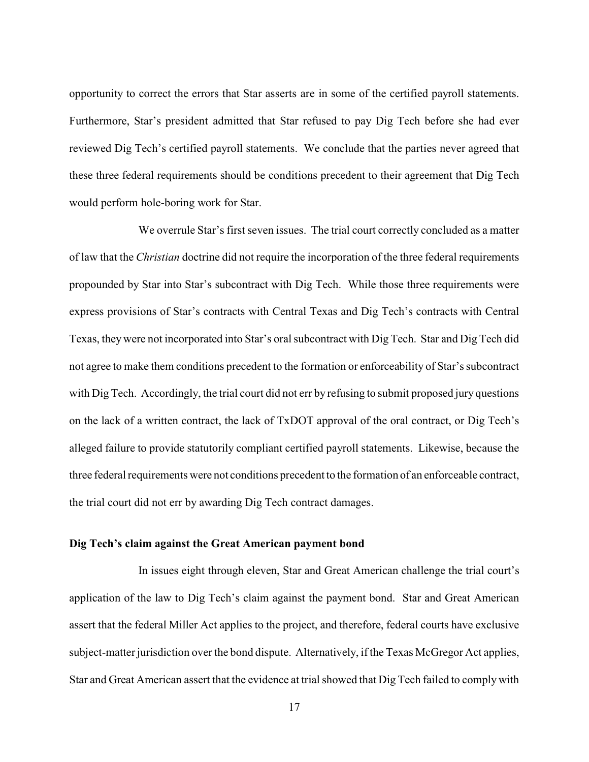opportunity to correct the errors that Star asserts are in some of the certified payroll statements. Furthermore, Star's president admitted that Star refused to pay Dig Tech before she had ever reviewed Dig Tech's certified payroll statements. We conclude that the parties never agreed that these three federal requirements should be conditions precedent to their agreement that Dig Tech would perform hole-boring work for Star.

We overrule Star's first seven issues. The trial court correctly concluded as a matter of law that the *Christian* doctrine did not require the incorporation of the three federal requirements propounded by Star into Star's subcontract with Dig Tech. While those three requirements were express provisions of Star's contracts with Central Texas and Dig Tech's contracts with Central Texas, they were not incorporated into Star's oral subcontract with Dig Tech. Star and Dig Tech did not agree to make them conditions precedent to the formation or enforceability of Star's subcontract with Dig Tech. Accordingly, the trial court did not err by refusing to submit proposed jury questions on the lack of a written contract, the lack of TxDOT approval of the oral contract, or Dig Tech's alleged failure to provide statutorily compliant certified payroll statements. Likewise, because the three federal requirements were not conditions precedent to the formation of an enforceable contract, the trial court did not err by awarding Dig Tech contract damages.

**Dig Tech's claim against the Great American payment bond**

In issues eight through eleven, Star and Great American challenge the trial court's application of the law to Dig Tech's claim against the payment bond. Star and Great American assert that the federal Miller Act applies to the project, and therefore, federal courts have exclusive subject-matter jurisdiction over the bond dispute. Alternatively, if the Texas McGregor Act applies, Star and Great American assert that the evidence at trial showed that Dig Tech failed to comply with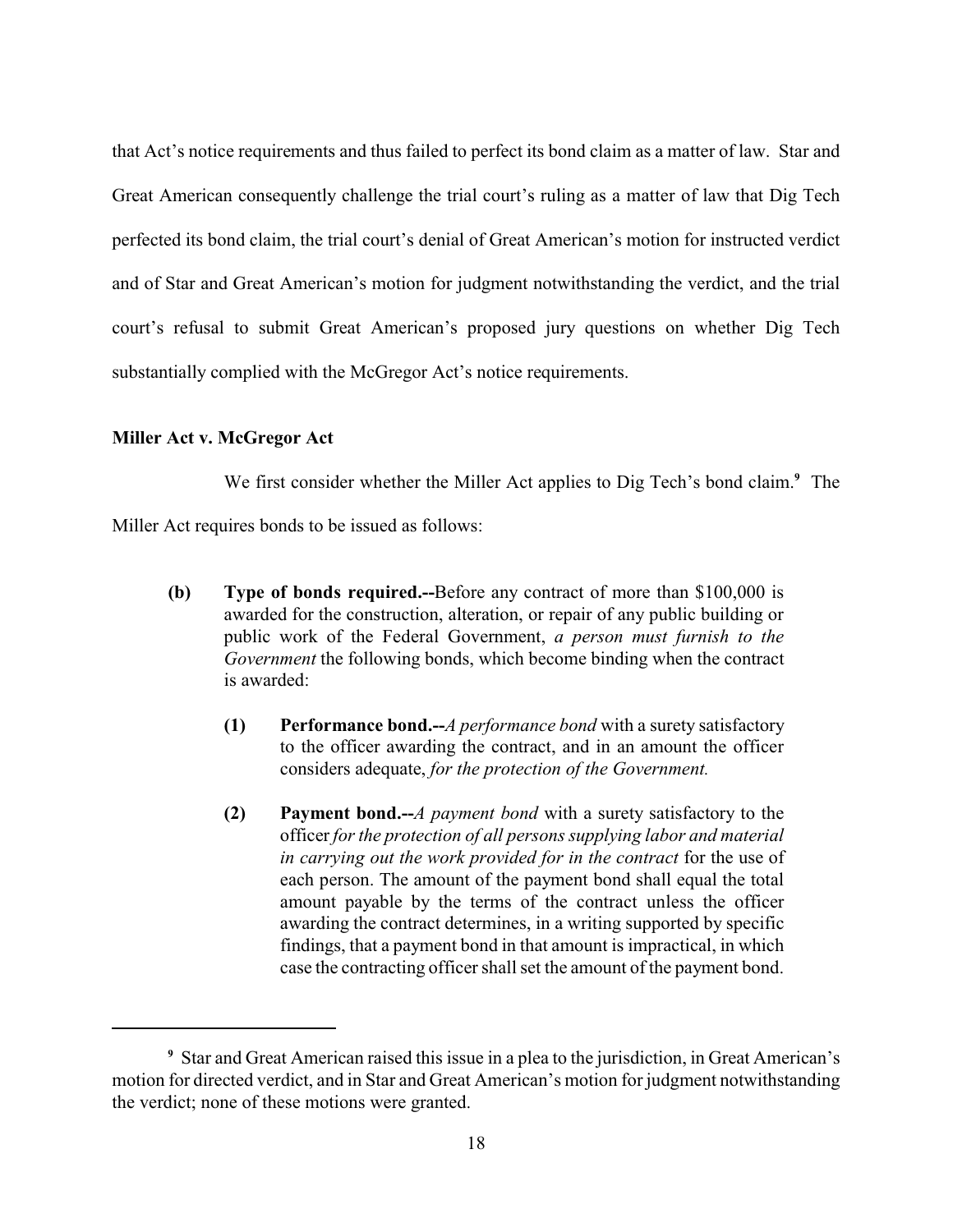that Act's notice requirements and thus failed to perfect its bond claim as a matter of law. Star and Great American consequently challenge the trial court's ruling as a matter of law that Dig Tech perfected its bond claim, the trial court's denial of Great American's motion for instructed verdict and of Star and Great American's motion for judgment notwithstanding the verdict, and the trial court's refusal to submit Great American's proposed jury questions on whether Dig Tech substantially complied with the McGregor Act's notice requirements.

**Miller Act v. McGregor Act**

We first consider whether the Miller Act applies to Dig Tech's bond claim.[9] The Miller Act requires bonds to be issued as follows:

> **(b) Type of bonds required.--**Before any contract of more than $100,000 is awarded for the construction, alteration, or repair of any public building or public work of the Federal Government, *a person must furnish to the Government* the following bonds, which become binding when the contract is awarded:
>
> > **(1) Performance bond.--***A performance bond* with a surety satisfactory to the officer awarding the contract, and in an amount the officer considers adequate, *for the protection of the Government.*
> >
> > **(2) Payment bond.--***A payment bond* with a surety satisfactory to the officer *for the protection of all persons supplying labor and material in carrying out the work provided for in the contract* for the use of each person. The amount of the payment bond shall equal the total amount payable by the terms of the contract unless the officer awarding the contract determines, in a writing supported by specific findings, that a payment bond in that amount is impractical, in which case the contracting officer shall set the amount of the payment bond.

---

[9] Star and Great American raised this issue in a plea to the jurisdiction, in Great American's motion for directed verdict, and in Star and Great American's motion for judgment notwithstanding the verdict; none of these motions were granted.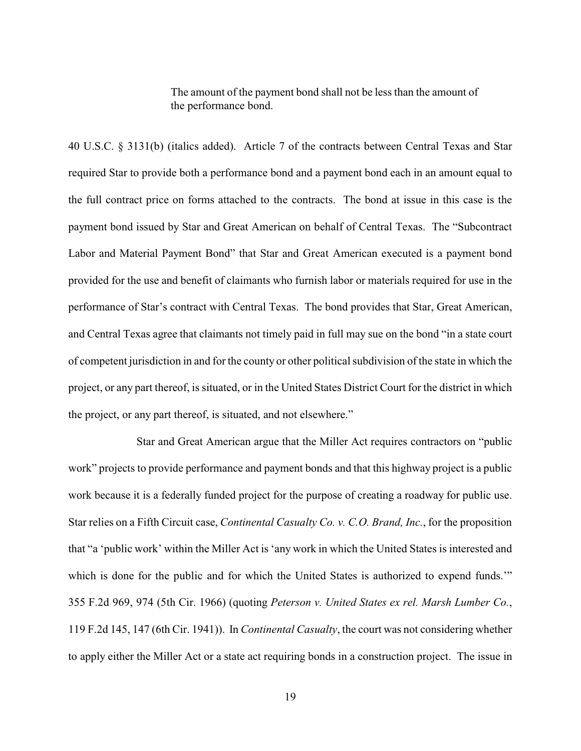> The amount of the payment bond shall not be less than the amount of the performance bond.

40 U.S.C. § 3131(b) (italics added). Article 7 of the contracts between Central Texas and Star required Star to provide both a performance bond and a payment bond each in an amount equal to the full contract price on forms attached to the contracts. The bond at issue in this case is the payment bond issued by Star and Great American on behalf of Central Texas. The "Subcontract Labor and Material Payment Bond" that Star and Great American executed is a payment bond provided for the use and benefit of claimants who furnish labor or materials required for use in the performance of Star's contract with Central Texas. The bond provides that Star, Great American, and Central Texas agree that claimants not timely paid in full may sue on the bond "in a state court of competent jurisdiction in and for the county or other political subdivision of the state in which the project, or any part thereof, is situated, or in the United States District Court for the district in which the project, or any part thereof, is situated, and not elsewhere."

Star and Great American argue that the Miller Act requires contractors on "public work" projects to provide performance and payment bonds and that this highway project is a public work because it is a federally funded project for the purpose of creating a roadway for public use. Star relies on a Fifth Circuit case, *Continental Casualty Co. v. C.O. Brand, Inc.*, for the proposition that "a 'public work' within the Miller Act is 'any work in which the United States is interested and which is done for the public and for which the United States is authorized to expend funds.'" 355 F.2d 969, 974 (5th Cir. 1966) (quoting *Peterson v. United States ex rel. Marsh Lumber Co.*, 119 F.2d 145, 147 (6th Cir. 1941)). In *Continental Casualty*, the court was not considering whether to apply either the Miller Act or a state act requiring bonds in a construction project. The issue in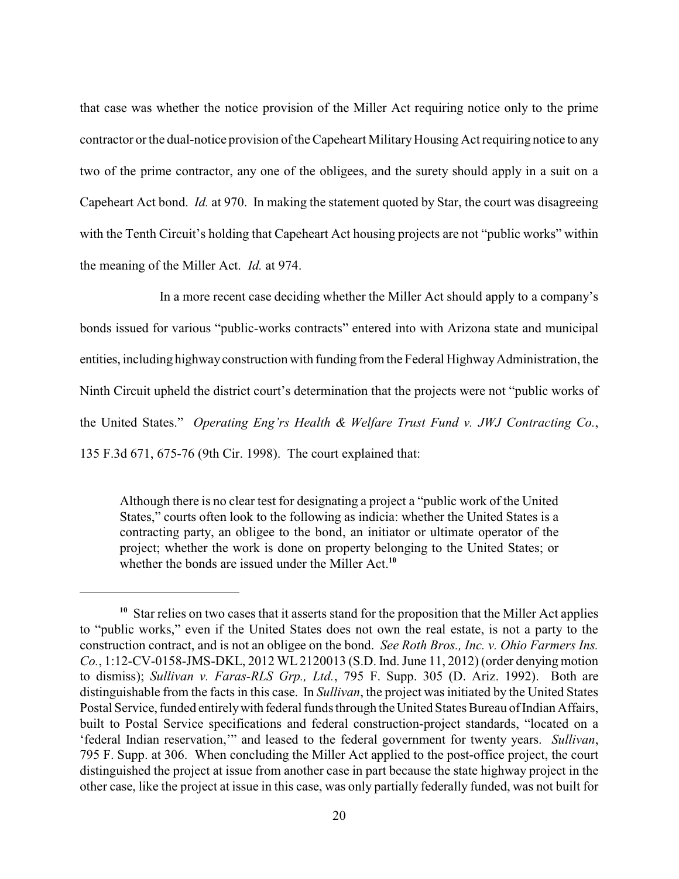that case was whether the notice provision of the Miller Act requiring notice only to the prime contractor or the dual-notice provision of the Capeheart Military Housing Act requiring notice to any two of the prime contractor, any one of the obligees, and the surety should apply in a suit on a Capeheart Act bond. *Id.* at 970. In making the statement quoted by Star, the court was disagreeing with the Tenth Circuit's holding that Capeheart Act housing projects are not "public works" within the meaning of the Miller Act. *Id.* at 974.

In a more recent case deciding whether the Miller Act should apply to a company's bonds issued for various "public-works contracts" entered into with Arizona state and municipal entities, including highway construction with funding from the Federal Highway Administration, the Ninth Circuit upheld the district court's determination that the projects were not "public works of the United States." *Operating Eng'rs Health & Welfare Trust Fund v. JWJ Contracting Co.*, 135 F.3d 671, 675-76 (9th Cir. 1998). The court explained that:

> Although there is no clear test for designating a project a "public work of the United States," courts often look to the following as indicia: whether the United States is a contracting party, an obligee to the bond, an initiator or ultimate operator of the project; whether the work is done on property belonging to the United States; or whether the bonds are issued under the Miller Act.[10]

---

[10] Star relies on two cases that it asserts stand for the proposition that the Miller Act applies to "public works," even if the United States does not own the real estate, is not a party to the construction contract, and is not an obligee on the bond. *See Roth Bros., Inc. v. Ohio Farmers Ins. Co.*, 1:12-CV-0158-JMS-DKL, 2012 WL 2120013 (S.D. Ind. June 11, 2012) (order denying motion to dismiss); *Sullivan v. Faras-RLS Grp., Ltd.*, 795 F. Supp. 305 (D. Ariz. 1992). Both are distinguishable from the facts in this case. In *Sullivan*, the project was initiated by the United States Postal Service, funded entirely with federal funds through the United States Bureau of Indian Affairs, built to Postal Service specifications and federal construction-project standards, "located on a 'federal Indian reservation,'" and leased to the federal government for twenty years. *Sullivan*, 795 F. Supp. at 306. When concluding the Miller Act applied to the post-office project, the court distinguished the project at issue from another case in part because the state highway project in the other case, like the project at issue in this case, was only partially federally funded, was not built for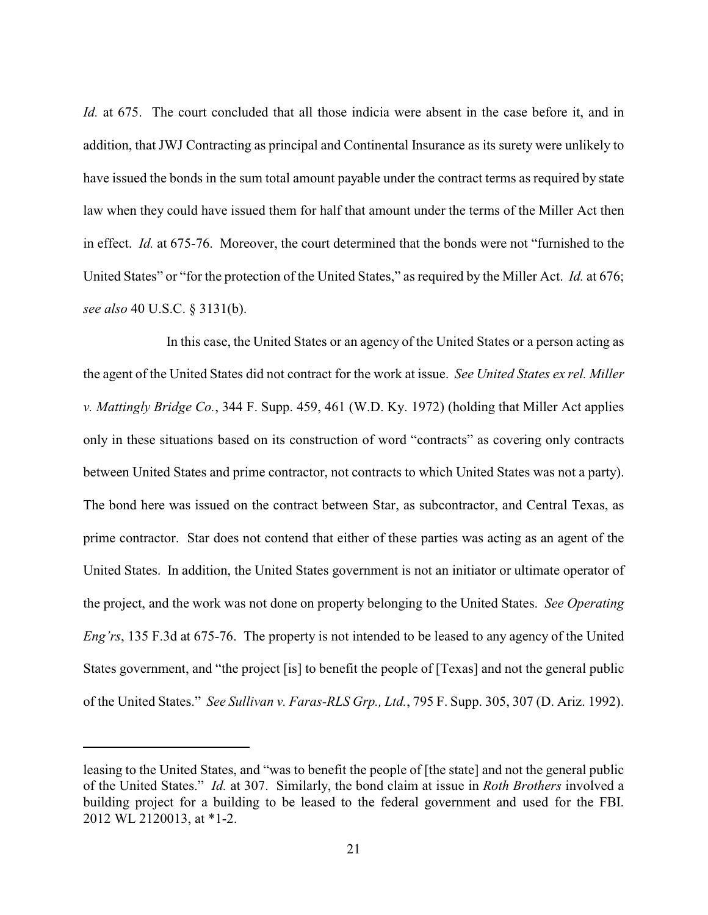*Id.* at 675. The court concluded that all those indicia were absent in the case before it, and in addition, that JWJ Contracting as principal and Continental Insurance as its surety were unlikely to have issued the bonds in the sum total amount payable under the contract terms as required by state law when they could have issued them for half that amount under the terms of the Miller Act then in effect. *Id.* at 675-76. Moreover, the court determined that the bonds were not "furnished to the United States" or "for the protection of the United States," as required by the Miller Act. *Id.* at 676; *see also* 40 U.S.C. § 3131(b).

In this case, the United States or an agency of the United States or a person acting as the agent of the United States did not contract for the work at issue. *See United States ex rel. Miller v. Mattingly Bridge Co.*, 344 F. Supp. 459, 461 (W.D. Ky. 1972) (holding that Miller Act applies only in these situations based on its construction of word "contracts" as covering only contracts between United States and prime contractor, not contracts to which United States was not a party). The bond here was issued on the contract between Star, as subcontractor, and Central Texas, as prime contractor. Star does not contend that either of these parties was acting as an agent of the United States. In addition, the United States government is not an initiator or ultimate operator of the project, and the work was not done on property belonging to the United States. *See Operating Eng'rs*, 135 F.3d at 675-76. The property is not intended to be leased to any agency of the United States government, and "the project [is] to benefit the people of [Texas] and not the general public of the United States." *See Sullivan v. Faras-RLS Grp., Ltd.*, 795 F. Supp. 305, 307 (D. Ariz. 1992).

---

leasing to the United States, and "was to benefit the people of [the state] and not the general public of the United States." *Id.* at 307. Similarly, the bond claim at issue in *Roth Brothers* involved a building project for a building to be leased to the federal government and used for the FBI. 2012 WL 2120013, at *1-2.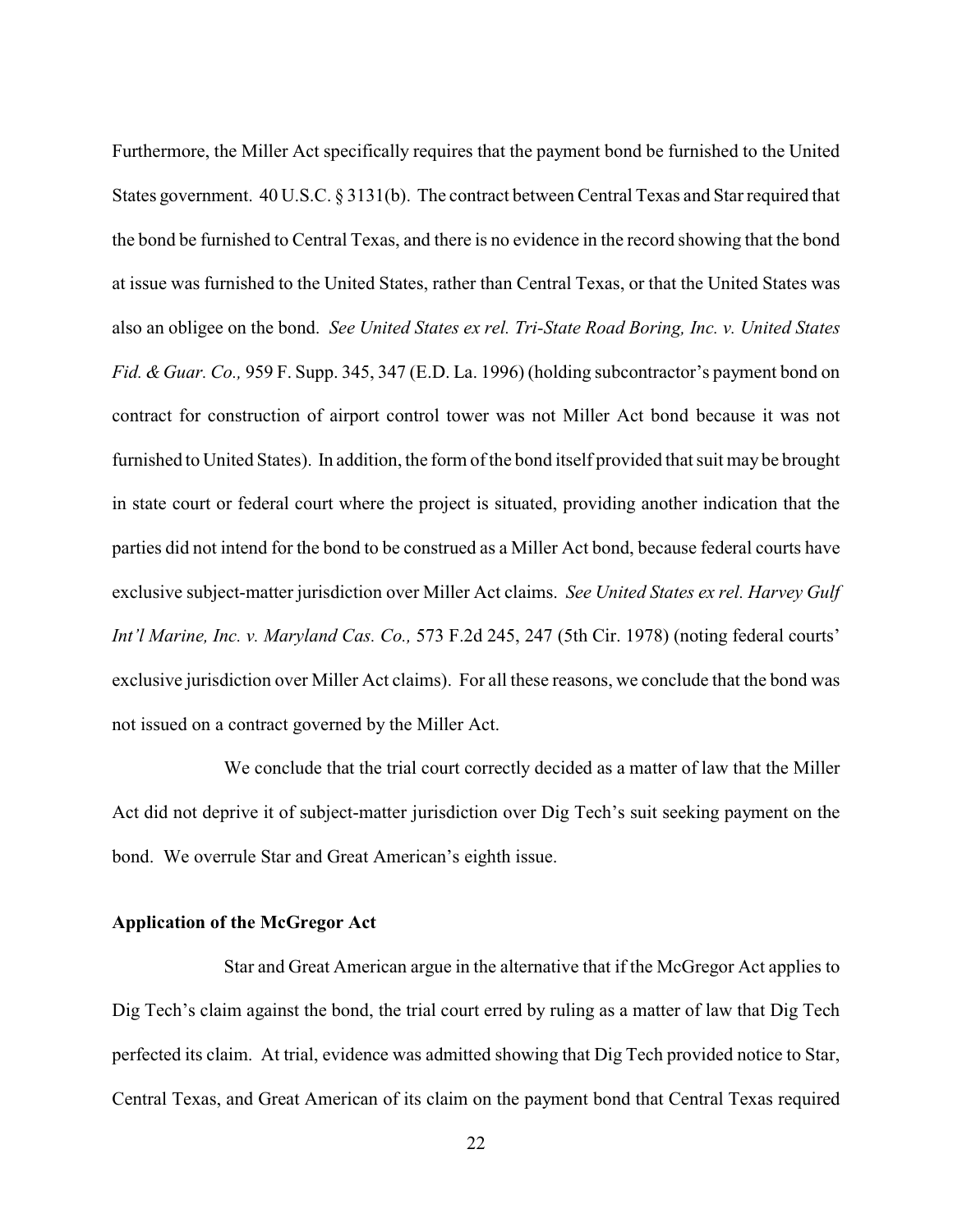Furthermore, the Miller Act specifically requires that the payment bond be furnished to the United States government. 40 U.S.C. § 3131(b). The contract between Central Texas and Star required that the bond be furnished to Central Texas, and there is no evidence in the record showing that the bond at issue was furnished to the United States, rather than Central Texas, or that the United States was also an obligee on the bond. *See United States ex rel. Tri-State Road Boring, Inc. v. United States Fid. & Guar. Co.,* 959 F. Supp. 345, 347 (E.D. La. 1996) (holding subcontractor's payment bond on contract for construction of airport control tower was not Miller Act bond because it was not furnished to United States). In addition, the form of the bond itself provided that suit may be brought in state court or federal court where the project is situated, providing another indication that the parties did not intend for the bond to be construed as a Miller Act bond, because federal courts have exclusive subject-matter jurisdiction over Miller Act claims. *See United States ex rel. Harvey Gulf Int'l Marine, Inc. v. Maryland Cas. Co.,* 573 F.2d 245, 247 (5th Cir. 1978) (noting federal courts' exclusive jurisdiction over Miller Act claims). For all these reasons, we conclude that the bond was not issued on a contract governed by the Miller Act.

We conclude that the trial court correctly decided as a matter of law that the Miller Act did not deprive it of subject-matter jurisdiction over Dig Tech's suit seeking payment on the bond. We overrule Star and Great American's eighth issue.

**Application of the McGregor Act**

Star and Great American argue in the alternative that if the McGregor Act applies to Dig Tech's claim against the bond, the trial court erred by ruling as a matter of law that Dig Tech perfected its claim. At trial, evidence was admitted showing that Dig Tech provided notice to Star, Central Texas, and Great American of its claim on the payment bond that Central Texas required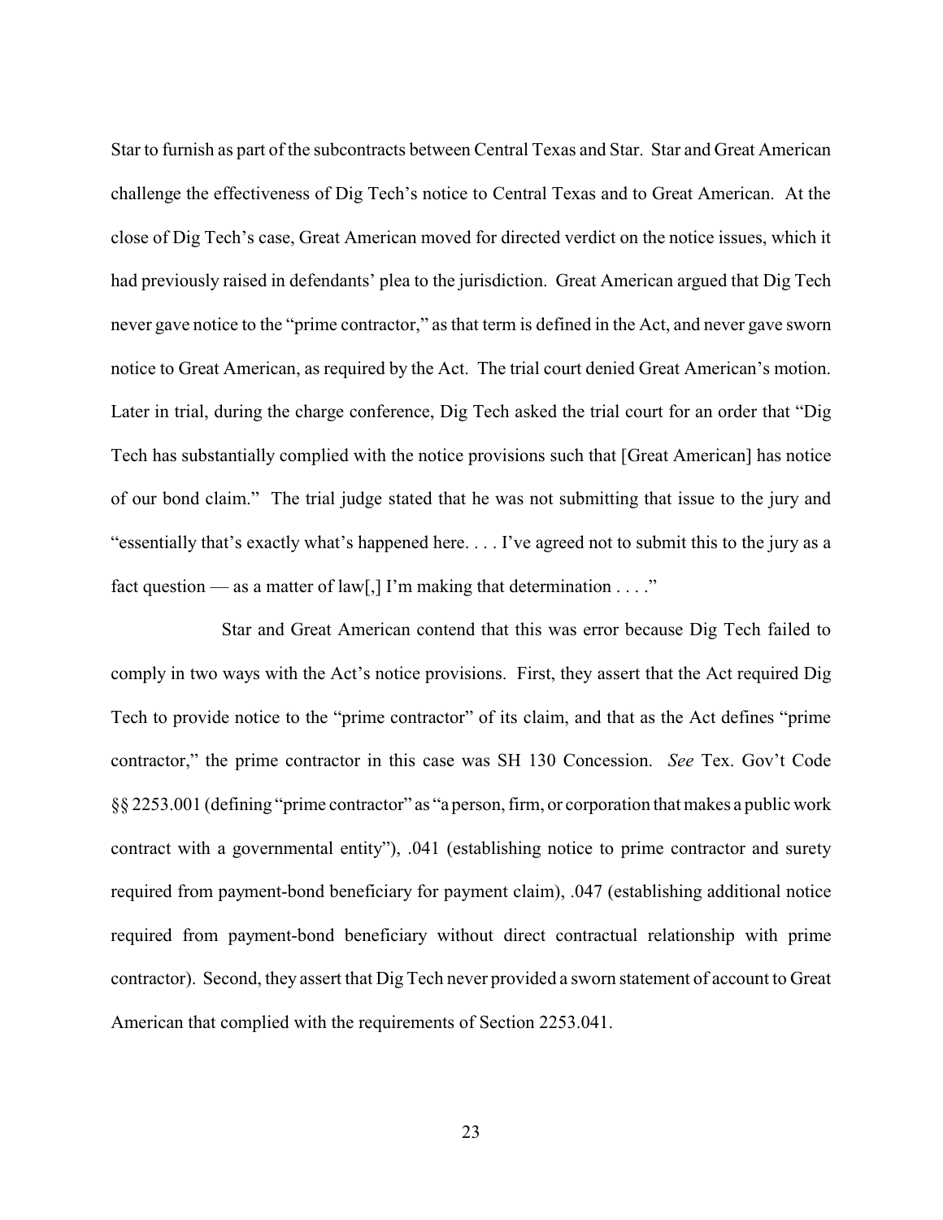Star to furnish as part of the subcontracts between Central Texas and Star. Star and Great American challenge the effectiveness of Dig Tech's notice to Central Texas and to Great American. At the close of Dig Tech's case, Great American moved for directed verdict on the notice issues, which it had previously raised in defendants' plea to the jurisdiction. Great American argued that Dig Tech never gave notice to the "prime contractor," as that term is defined in the Act, and never gave sworn notice to Great American, as required by the Act. The trial court denied Great American's motion. Later in trial, during the charge conference, Dig Tech asked the trial court for an order that "Dig Tech has substantially complied with the notice provisions such that [Great American] has notice of our bond claim." The trial judge stated that he was not submitting that issue to the jury and "essentially that's exactly what's happened here. . . . I've agreed not to submit this to the jury as a fact question — as a matter of law[,] I'm making that determination . . . ."

Star and Great American contend that this was error because Dig Tech failed to comply in two ways with the Act's notice provisions. First, they assert that the Act required Dig Tech to provide notice to the "prime contractor" of its claim, and that as the Act defines "prime contractor," the prime contractor in this case was SH 130 Concession. *See* Tex. Gov't Code §§ 2253.001 (defining "prime contractor" as "a person, firm, or corporation that makes a public work contract with a governmental entity"), .041 (establishing notice to prime contractor and surety required from payment-bond beneficiary for payment claim), .047 (establishing additional notice required from payment-bond beneficiary without direct contractual relationship with prime contractor). Second, they assert that Dig Tech never provided a sworn statement of account to Great American that complied with the requirements of Section 2253.041.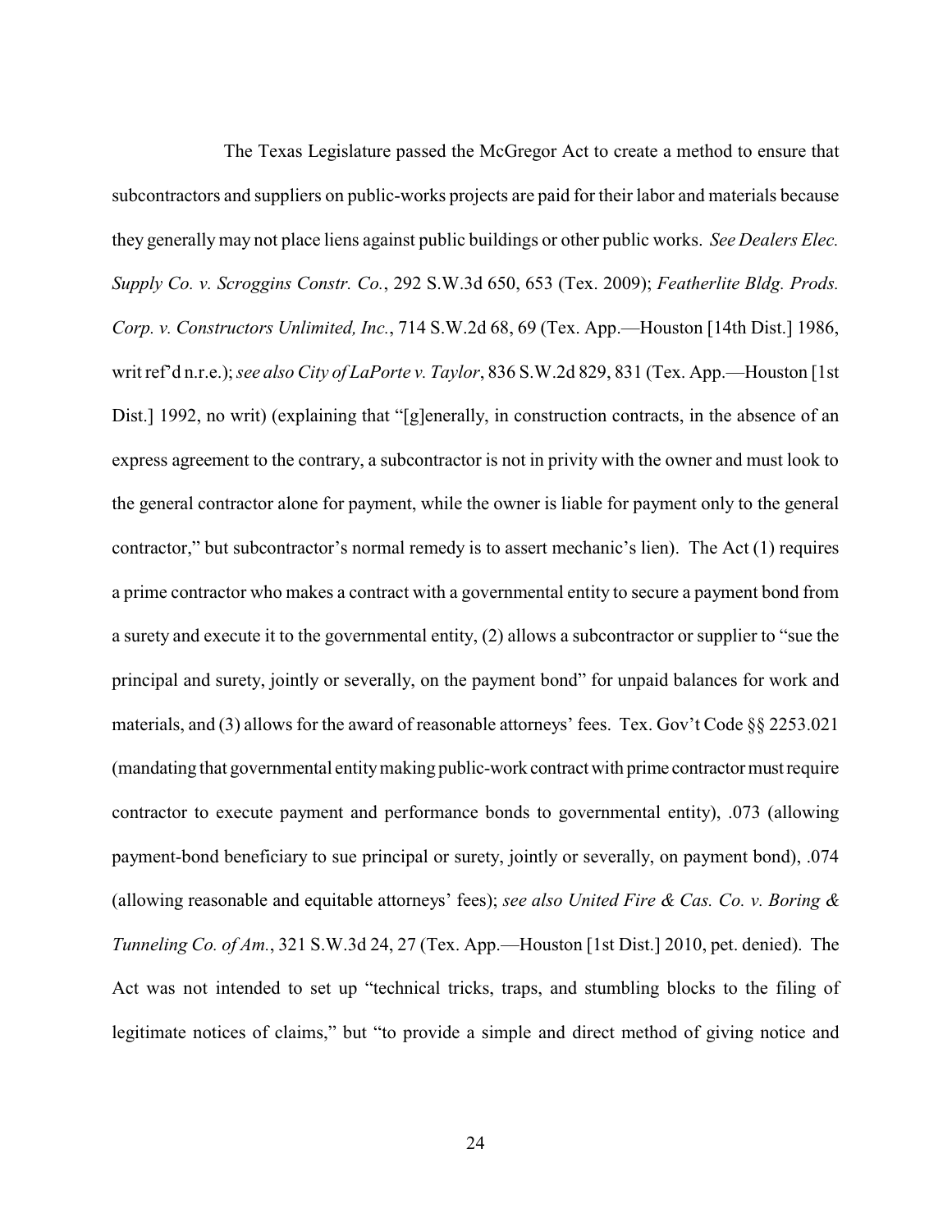The Texas Legislature passed the McGregor Act to create a method to ensure that subcontractors and suppliers on public-works projects are paid for their labor and materials because they generally may not place liens against public buildings or other public works. *See Dealers Elec. Supply Co. v. Scroggins Constr. Co.*, 292 S.W.3d 650, 653 (Tex. 2009); *Featherlite Bldg. Prods. Corp. v. Constructors Unlimited, Inc.*, 714 S.W.2d 68, 69 (Tex. App.—Houston [14th Dist.] 1986, writ ref'd n.r.e.); *see also City of LaPorte v. Taylor*, 836 S.W.2d 829, 831 (Tex. App.—Houston [1st Dist.] 1992, no writ) (explaining that "[g]enerally, in construction contracts, in the absence of an express agreement to the contrary, a subcontractor is not in privity with the owner and must look to the general contractor alone for payment, while the owner is liable for payment only to the general contractor," but subcontractor's normal remedy is to assert mechanic's lien). The Act (1) requires a prime contractor who makes a contract with a governmental entity to secure a payment bond from a surety and execute it to the governmental entity, (2) allows a subcontractor or supplier to "sue the principal and surety, jointly or severally, on the payment bond" for unpaid balances for work and materials, and (3) allows for the award of reasonable attorneys' fees. Tex. Gov't Code §§ 2253.021 (mandating that governmental entity making public-work contract with prime contractor must require contractor to execute payment and performance bonds to governmental entity), .073 (allowing payment-bond beneficiary to sue principal or surety, jointly or severally, on payment bond), .074 (allowing reasonable and equitable attorneys' fees); *see also United Fire & Cas. Co. v. Boring & Tunneling Co. of Am.*, 321 S.W.3d 24, 27 (Tex. App.—Houston [1st Dist.] 2010, pet. denied). The Act was not intended to set up "technical tricks, traps, and stumbling blocks to the filing of legitimate notices of claims," but "to provide a simple and direct method of giving notice and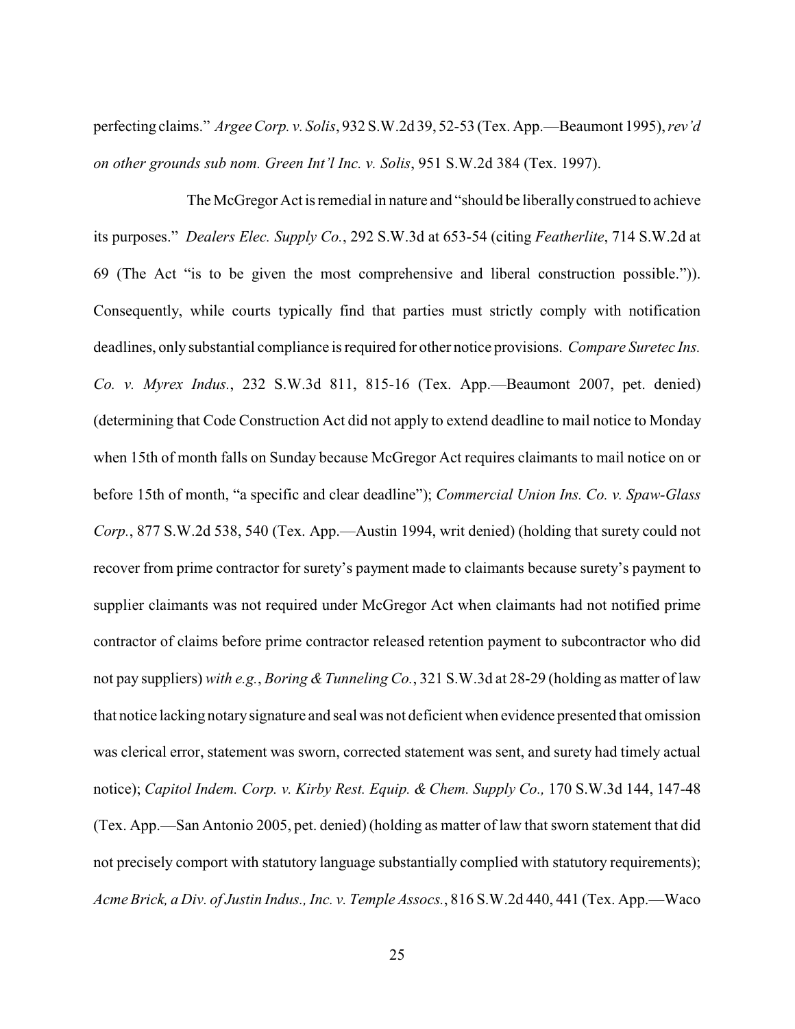perfecting claims." *Argee Corp. v. Solis*, 932 S.W.2d 39, 52-53 (Tex. App.—Beaumont 1995), *rev'd on other grounds sub nom. Green Int'l Inc. v. Solis*, 951 S.W.2d 384 (Tex. 1997).

The McGregor Act is remedial in nature and "should be liberally construed to achieve its purposes." *Dealers Elec. Supply Co.*, 292 S.W.3d at 653-54 (citing *Featherlite*, 714 S.W.2d at 69 (The Act "is to be given the most comprehensive and liberal construction possible.")). Consequently, while courts typically find that parties must strictly comply with notification deadlines, only substantial compliance is required for other notice provisions. *Compare Suretec Ins. Co. v. Myrex Indus.*, 232 S.W.3d 811, 815-16 (Tex. App.—Beaumont 2007, pet. denied) (determining that Code Construction Act did not apply to extend deadline to mail notice to Monday when 15th of month falls on Sunday because McGregor Act requires claimants to mail notice on or before 15th of month, "a specific and clear deadline"); *Commercial Union Ins. Co. v. Spaw-Glass Corp.*, 877 S.W.2d 538, 540 (Tex. App.—Austin 1994, writ denied) (holding that surety could not recover from prime contractor for surety's payment made to claimants because surety's payment to supplier claimants was not required under McGregor Act when claimants had not notified prime contractor of claims before prime contractor released retention payment to subcontractor who did not pay suppliers) *with e.g.*, *Boring & Tunneling Co.*, 321 S.W.3d at 28-29 (holding as matter of law that notice lacking notary signature and seal was not deficient when evidence presented that omission was clerical error, statement was sworn, corrected statement was sent, and surety had timely actual notice); *Capitol Indem. Corp. v. Kirby Rest. Equip. & Chem. Supply Co.,* 170 S.W.3d 144, 147-48 (Tex. App.—San Antonio 2005, pet. denied) (holding as matter of law that sworn statement that did not precisely comport with statutory language substantially complied with statutory requirements); *Acme Brick, a Div. of Justin Indus., Inc. v. Temple Assocs.*, 816 S.W.2d 440, 441 (Tex. App.—Waco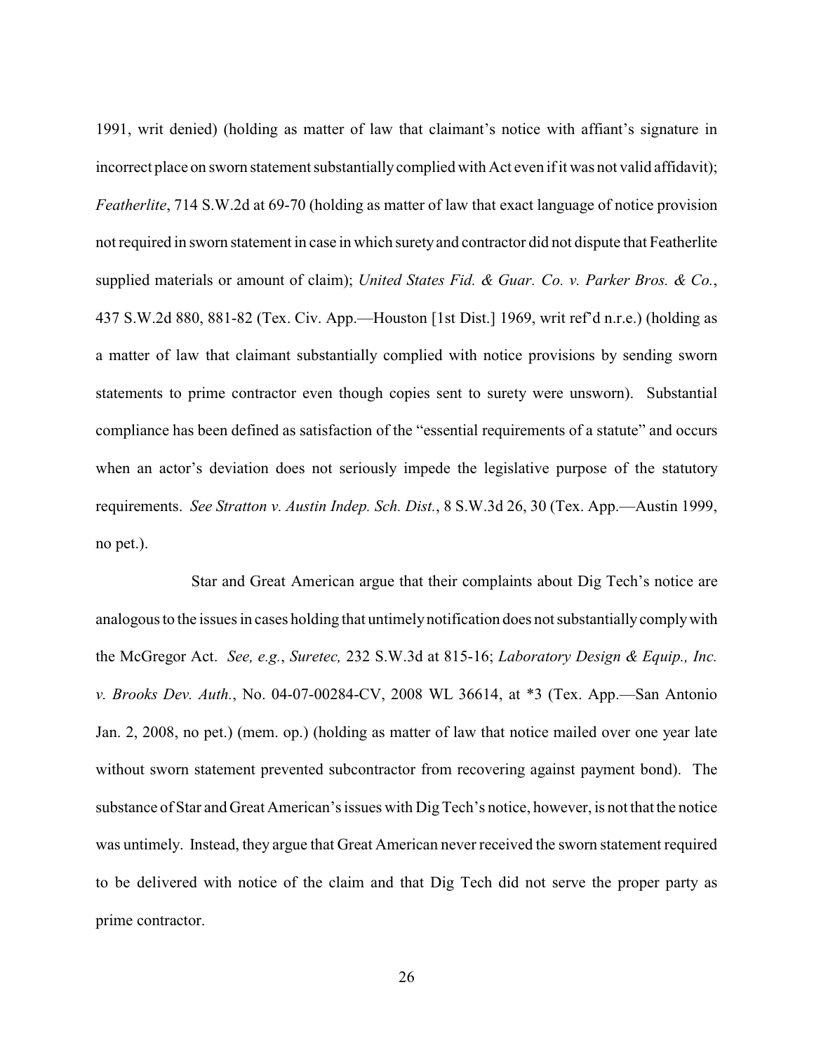1991, writ denied) (holding as matter of law that claimant's notice with affiant's signature in incorrect place on sworn statement substantially complied with Act even if it was not valid affidavit); *Featherlite*, 714 S.W.2d at 69-70 (holding as matter of law that exact language of notice provision not required in sworn statement in case in which surety and contractor did not dispute that Featherlite supplied materials or amount of claim); *United States Fid. & Guar. Co. v. Parker Bros. & Co.*, 437 S.W.2d 880, 881-82 (Tex. Civ. App.—Houston [1st Dist.] 1969, writ ref'd n.r.e.) (holding as a matter of law that claimant substantially complied with notice provisions by sending sworn statements to prime contractor even though copies sent to surety were unsworn). Substantial compliance has been defined as satisfaction of the "essential requirements of a statute" and occurs when an actor's deviation does not seriously impede the legislative purpose of the statutory requirements. *See Stratton v. Austin Indep. Sch. Dist.*, 8 S.W.3d 26, 30 (Tex. App.—Austin 1999, no pet.).

Star and Great American argue that their complaints about Dig Tech's notice are analogous to the issues in cases holding that untimely notification does not substantially comply with the McGregor Act. *See, e.g.*, *Suretec,* 232 S.W.3d at 815-16; *Laboratory Design & Equip., Inc. v. Brooks Dev. Auth.*, No. 04-07-00284-CV, 2008 WL 36614, at *3 (Tex. App.—San Antonio Jan. 2, 2008, no pet.) (mem. op.) (holding as matter of law that notice mailed over one year late without sworn statement prevented subcontractor from recovering against payment bond). The substance of Star and Great American's issues with Dig Tech's notice, however, is not that the notice was untimely. Instead, they argue that Great American never received the sworn statement required to be delivered with notice of the claim and that Dig Tech did not serve the proper party as prime contractor.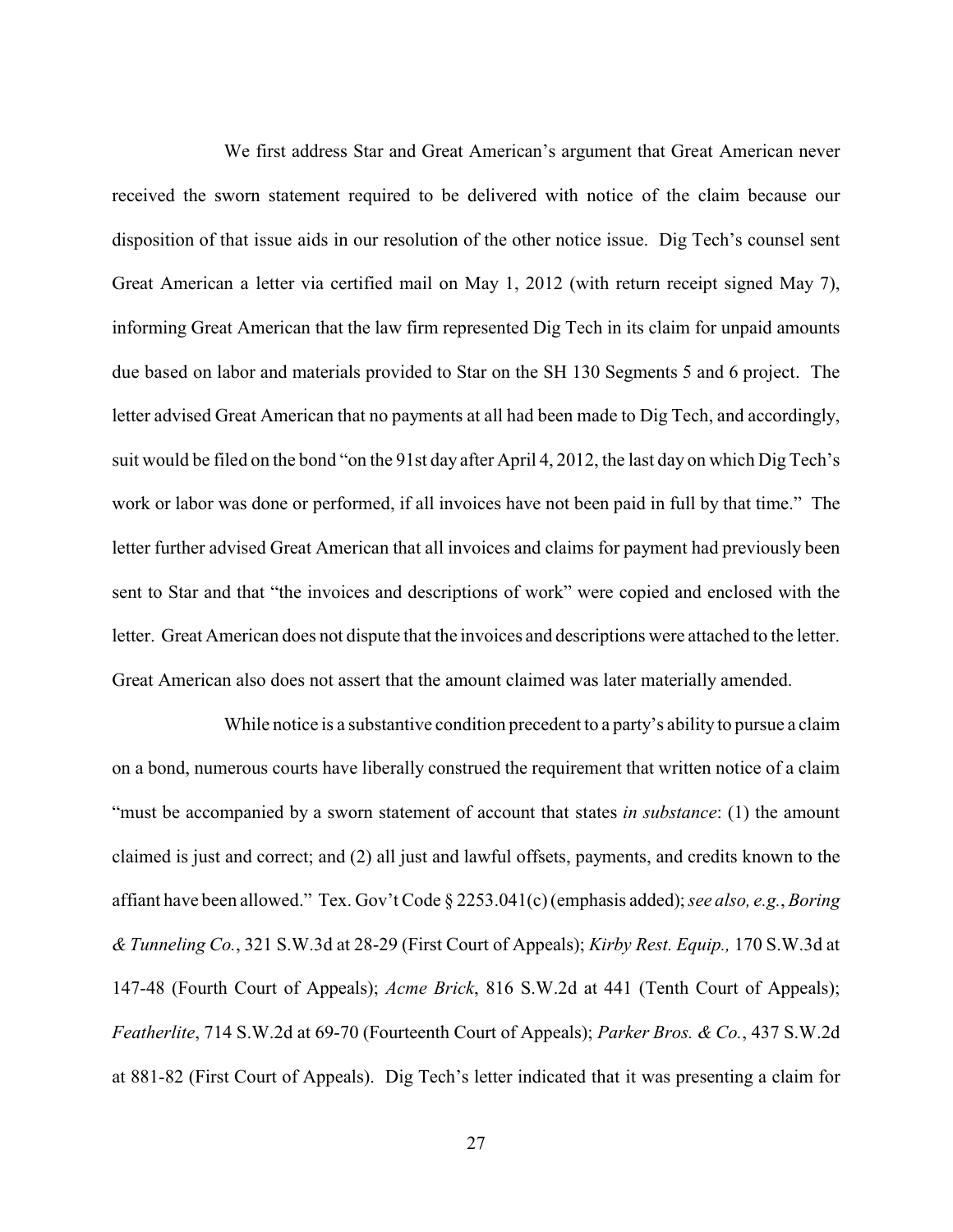We first address Star and Great American's argument that Great American never received the sworn statement required to be delivered with notice of the claim because our disposition of that issue aids in our resolution of the other notice issue. Dig Tech's counsel sent Great American a letter via certified mail on May 1, 2012 (with return receipt signed May 7), informing Great American that the law firm represented Dig Tech in its claim for unpaid amounts due based on labor and materials provided to Star on the SH 130 Segments 5 and 6 project. The letter advised Great American that no payments at all had been made to Dig Tech, and accordingly, suit would be filed on the bond "on the 91st day after April 4, 2012, the last day on which Dig Tech's work or labor was done or performed, if all invoices have not been paid in full by that time." The letter further advised Great American that all invoices and claims for payment had previously been sent to Star and that "the invoices and descriptions of work" were copied and enclosed with the letter. Great American does not dispute that the invoices and descriptions were attached to the letter. Great American also does not assert that the amount claimed was later materially amended.

While notice is a substantive condition precedent to a party's ability to pursue a claim on a bond, numerous courts have liberally construed the requirement that written notice of a claim "must be accompanied by a sworn statement of account that states *in substance*: (1) the amount claimed is just and correct; and (2) all just and lawful offsets, payments, and credits known to the affiant have been allowed." Tex. Gov't Code § 2253.041(c) (emphasis added); *see also, e.g.*, *Boring & Tunneling Co.*, 321 S.W.3d at 28-29 (First Court of Appeals); *Kirby Rest. Equip.,* 170 S.W.3d at 147-48 (Fourth Court of Appeals); *Acme Brick*, 816 S.W.2d at 441 (Tenth Court of Appeals); *Featherlite*, 714 S.W.2d at 69-70 (Fourteenth Court of Appeals); *Parker Bros. & Co.*, 437 S.W.2d at 881-82 (First Court of Appeals). Dig Tech's letter indicated that it was presenting a claim for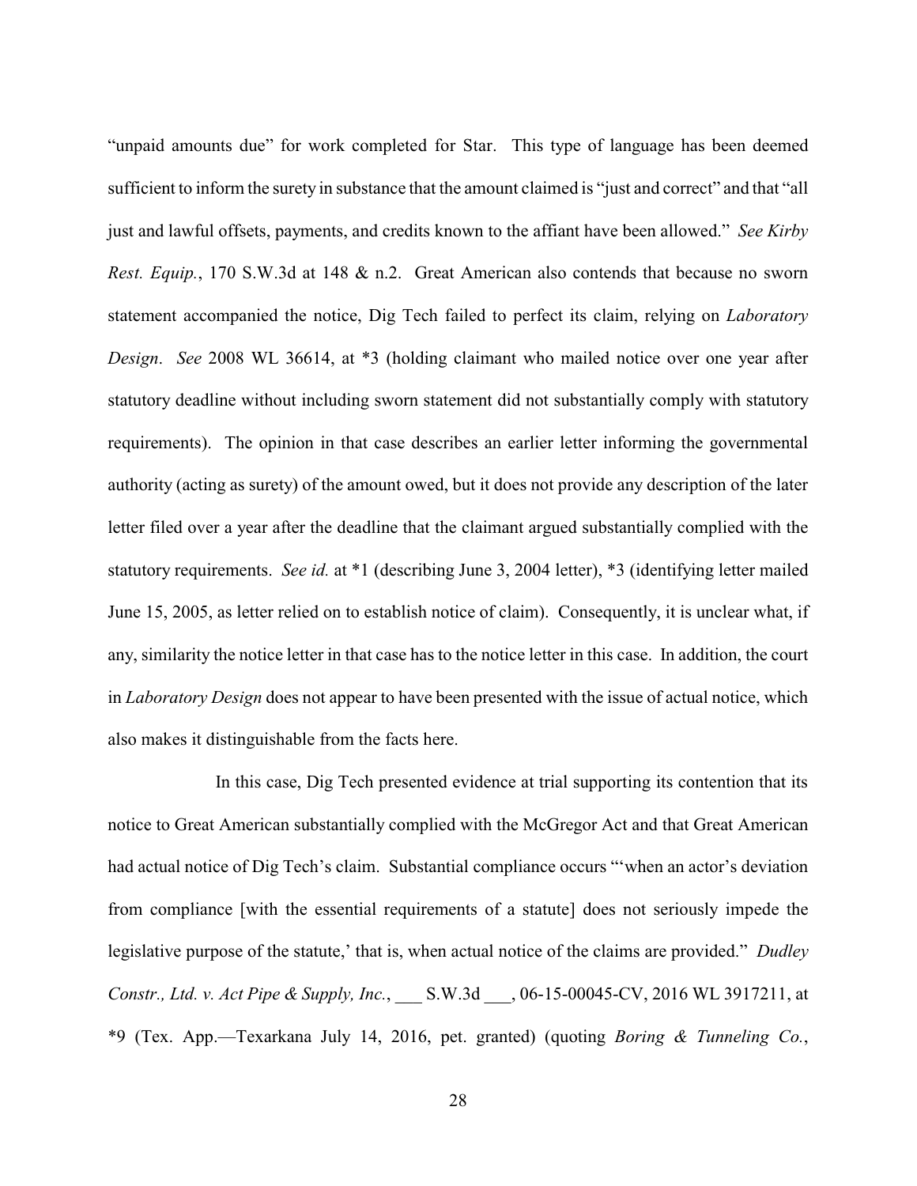"unpaid amounts due" for work completed for Star. This type of language has been deemed sufficient to inform the surety in substance that the amount claimed is "just and correct" and that "all just and lawful offsets, payments, and credits known to the affiant have been allowed." *See Kirby Rest. Equip.*, 170 S.W.3d at 148 & n.2. Great American also contends that because no sworn statement accompanied the notice, Dig Tech failed to perfect its claim, relying on *Laboratory Design*. *See* 2008 WL 36614, at *3 (holding claimant who mailed notice over one year after statutory deadline without including sworn statement did not substantially comply with statutory requirements). The opinion in that case describes an earlier letter informing the governmental authority (acting as surety) of the amount owed, but it does not provide any description of the later letter filed over a year after the deadline that the claimant argued substantially complied with the statutory requirements. *See id.* at *1 (describing June 3, 2004 letter), *3 (identifying letter mailed June 15, 2005, as letter relied on to establish notice of claim). Consequently, it is unclear what, if any, similarity the notice letter in that case has to the notice letter in this case. In addition, the court in *Laboratory Design* does not appear to have been presented with the issue of actual notice, which also makes it distinguishable from the facts here.

In this case, Dig Tech presented evidence at trial supporting its contention that its notice to Great American substantially complied with the McGregor Act and that Great American had actual notice of Dig Tech's claim. Substantial compliance occurs "'when an actor's deviation from compliance [with the essential requirements of a statute] does not seriously impede the legislative purpose of the statute,' that is, when actual notice of the claims are provided." *Dudley Constr., Ltd. v. Act Pipe & Supply, Inc.*, ___ S.W.3d ___, 06-15-00045-CV, 2016 WL 3917211, at *9 (Tex. App.—Texarkana July 14, 2016, pet. granted) (quoting *Boring & Tunneling Co.*,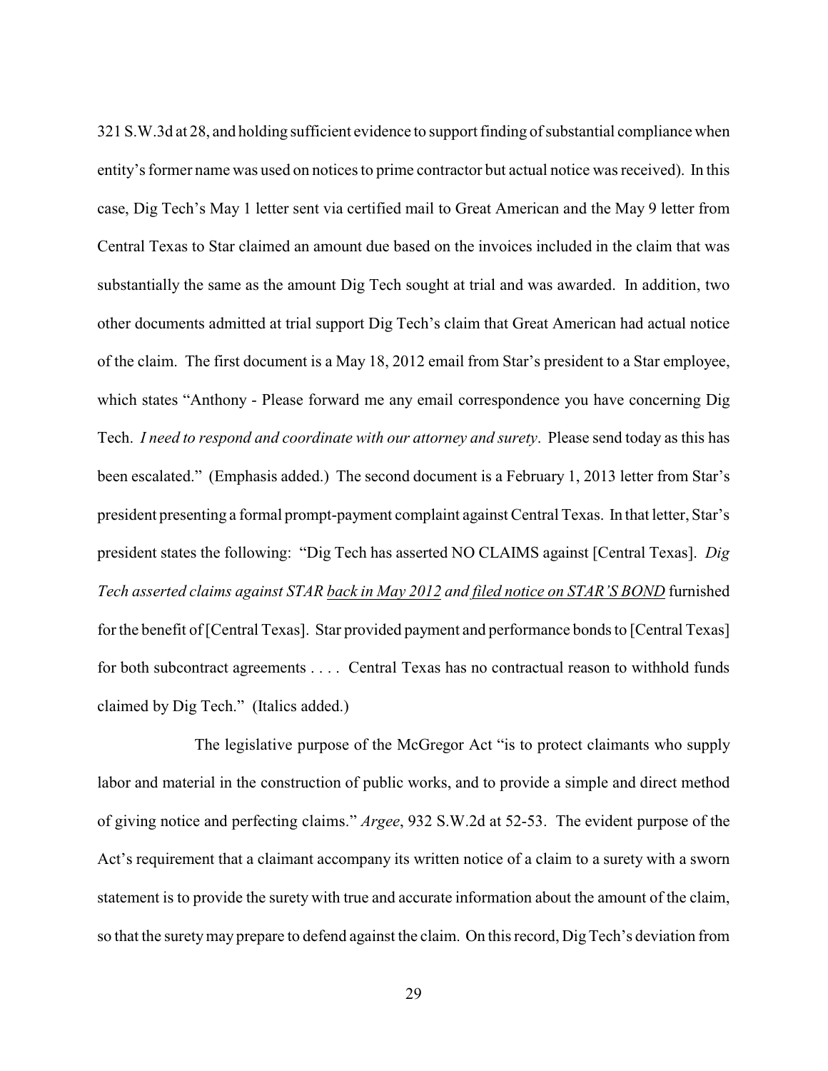321 S.W.3d at 28, and holding sufficient evidence to support finding of substantial compliance when entity's former name was used on notices to prime contractor but actual notice was received). In this case, Dig Tech's May 1 letter sent via certified mail to Great American and the May 9 letter from Central Texas to Star claimed an amount due based on the invoices included in the claim that was substantially the same as the amount Dig Tech sought at trial and was awarded. In addition, two other documents admitted at trial support Dig Tech's claim that Great American had actual notice of the claim. The first document is a May 18, 2012 email from Star's president to a Star employee, which states "Anthony - Please forward me any email correspondence you have concerning Dig Tech. *I need to respond and coordinate with our attorney and surety*. Please send today as this has been escalated." (Emphasis added.) The second document is a February 1, 2013 letter from Star's president presenting a formal prompt-payment complaint against Central Texas. In that letter, Star's president states the following: "Dig Tech has asserted NO CLAIMS against [Central Texas]. *Dig Tech asserted claims against STAR <u>back in May 2012</u> and <u>filed notice on STAR'S BOND</u>* furnished for the benefit of [Central Texas]. Star provided payment and performance bonds to [Central Texas] for both subcontract agreements . . . . Central Texas has no contractual reason to withhold funds claimed by Dig Tech." (Italics added.)

The legislative purpose of the McGregor Act "is to protect claimants who supply labor and material in the construction of public works, and to provide a simple and direct method of giving notice and perfecting claims." *Argee*, 932 S.W.2d at 52-53. The evident purpose of the Act's requirement that a claimant accompany its written notice of a claim to a surety with a sworn statement is to provide the surety with true and accurate information about the amount of the claim, so that the surety may prepare to defend against the claim. On this record, Dig Tech's deviation from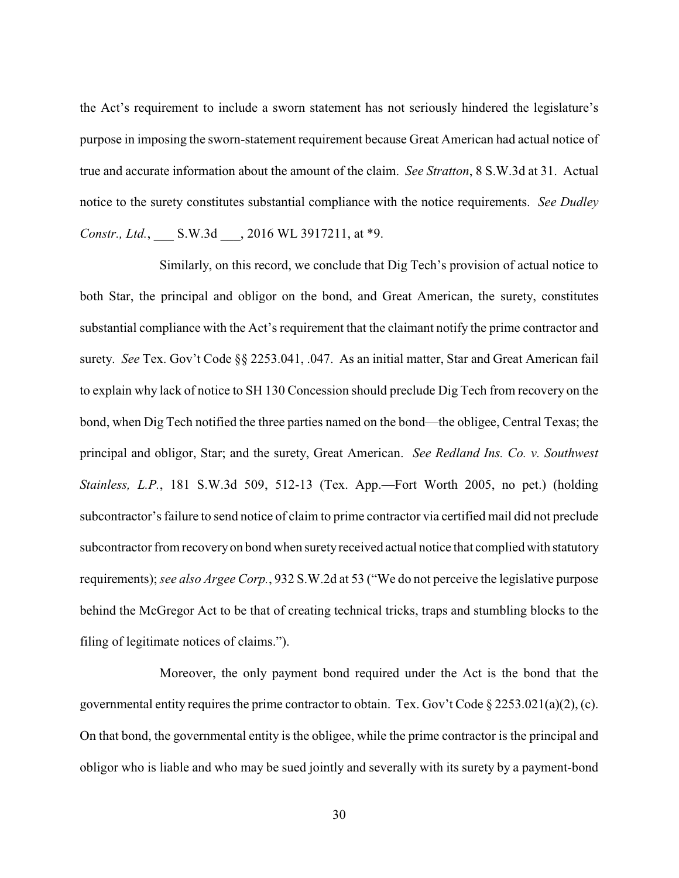the Act's requirement to include a sworn statement has not seriously hindered the legislature's purpose in imposing the sworn-statement requirement because Great American had actual notice of true and accurate information about the amount of the claim. *See Stratton*, 8 S.W.3d at 31. Actual notice to the surety constitutes substantial compliance with the notice requirements. *See Dudley Constr., Ltd.*, ___ S.W.3d ___, 2016 WL 3917211, at *9.

Similarly, on this record, we conclude that Dig Tech's provision of actual notice to both Star, the principal and obligor on the bond, and Great American, the surety, constitutes substantial compliance with the Act's requirement that the claimant notify the prime contractor and surety. *See* Tex. Gov't Code §§ 2253.041, .047. As an initial matter, Star and Great American fail to explain why lack of notice to SH 130 Concession should preclude Dig Tech from recovery on the bond, when Dig Tech notified the three parties named on the bond—the obligee, Central Texas; the principal and obligor, Star; and the surety, Great American. *See Redland Ins. Co. v. Southwest Stainless, L.P.*, 181 S.W.3d 509, 512-13 (Tex. App.—Fort Worth 2005, no pet.) (holding subcontractor's failure to send notice of claim to prime contractor via certified mail did not preclude subcontractor from recovery on bond when surety received actual notice that complied with statutory requirements); *see also Argee Corp.*, 932 S.W.2d at 53 ("We do not perceive the legislative purpose behind the McGregor Act to be that of creating technical tricks, traps and stumbling blocks to the filing of legitimate notices of claims.").

Moreover, the only payment bond required under the Act is the bond that the governmental entity requires the prime contractor to obtain. Tex. Gov't Code § 2253.021(a)(2), (c). On that bond, the governmental entity is the obligee, while the prime contractor is the principal and obligor who is liable and who may be sued jointly and severally with its surety by a payment-bond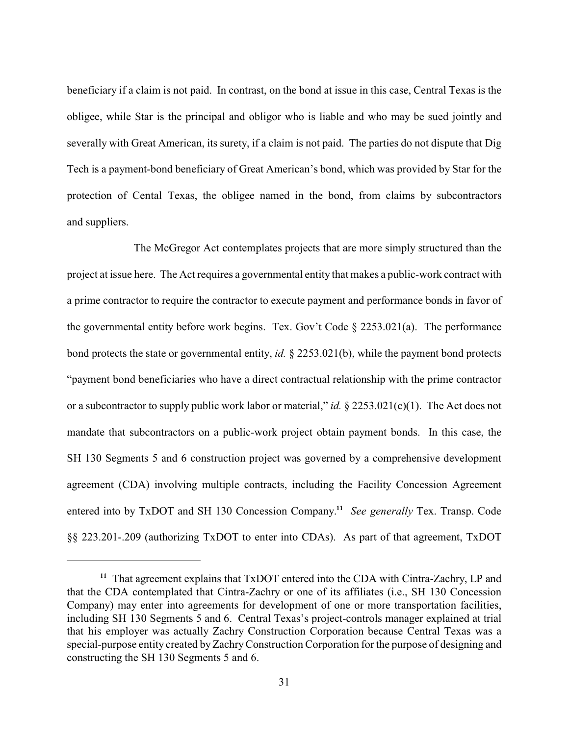beneficiary if a claim is not paid. In contrast, on the bond at issue in this case, Central Texas is the obligee, while Star is the principal and obligor who is liable and who may be sued jointly and severally with Great American, its surety, if a claim is not paid. The parties do not dispute that Dig Tech is a payment-bond beneficiary of Great American's bond, which was provided by Star for the protection of Cental Texas, the obligee named in the bond, from claims by subcontractors and suppliers.

The McGregor Act contemplates projects that are more simply structured than the project at issue here. The Act requires a governmental entity that makes a public-work contract with a prime contractor to require the contractor to execute payment and performance bonds in favor of the governmental entity before work begins. Tex. Gov't Code § 2253.021(a). The performance bond protects the state or governmental entity, *id.* § 2253.021(b), while the payment bond protects "payment bond beneficiaries who have a direct contractual relationship with the prime contractor or a subcontractor to supply public work labor or material," *id.* § 2253.021(c)(1). The Act does not mandate that subcontractors on a public-work project obtain payment bonds. In this case, the SH 130 Segments 5 and 6 construction project was governed by a comprehensive development agreement (CDA) involving multiple contracts, including the Facility Concession Agreement entered into by TxDOT and SH 130 Concession Company.[11] *See generally* Tex. Transp. Code §§ 223.201-.209 (authorizing TxDOT to enter into CDAs). As part of that agreement, TxDOT

---

[11] That agreement explains that TxDOT entered into the CDA with Cintra-Zachry, LP and that the CDA contemplated that Cintra-Zachry or one of its affiliates (i.e., SH 130 Concession Company) may enter into agreements for development of one or more transportation facilities, including SH 130 Segments 5 and 6. Central Texas's project-controls manager explained at trial that his employer was actually Zachry Construction Corporation because Central Texas was a special-purpose entity created by Zachry Construction Corporation for the purpose of designing and constructing the SH 130 Segments 5 and 6.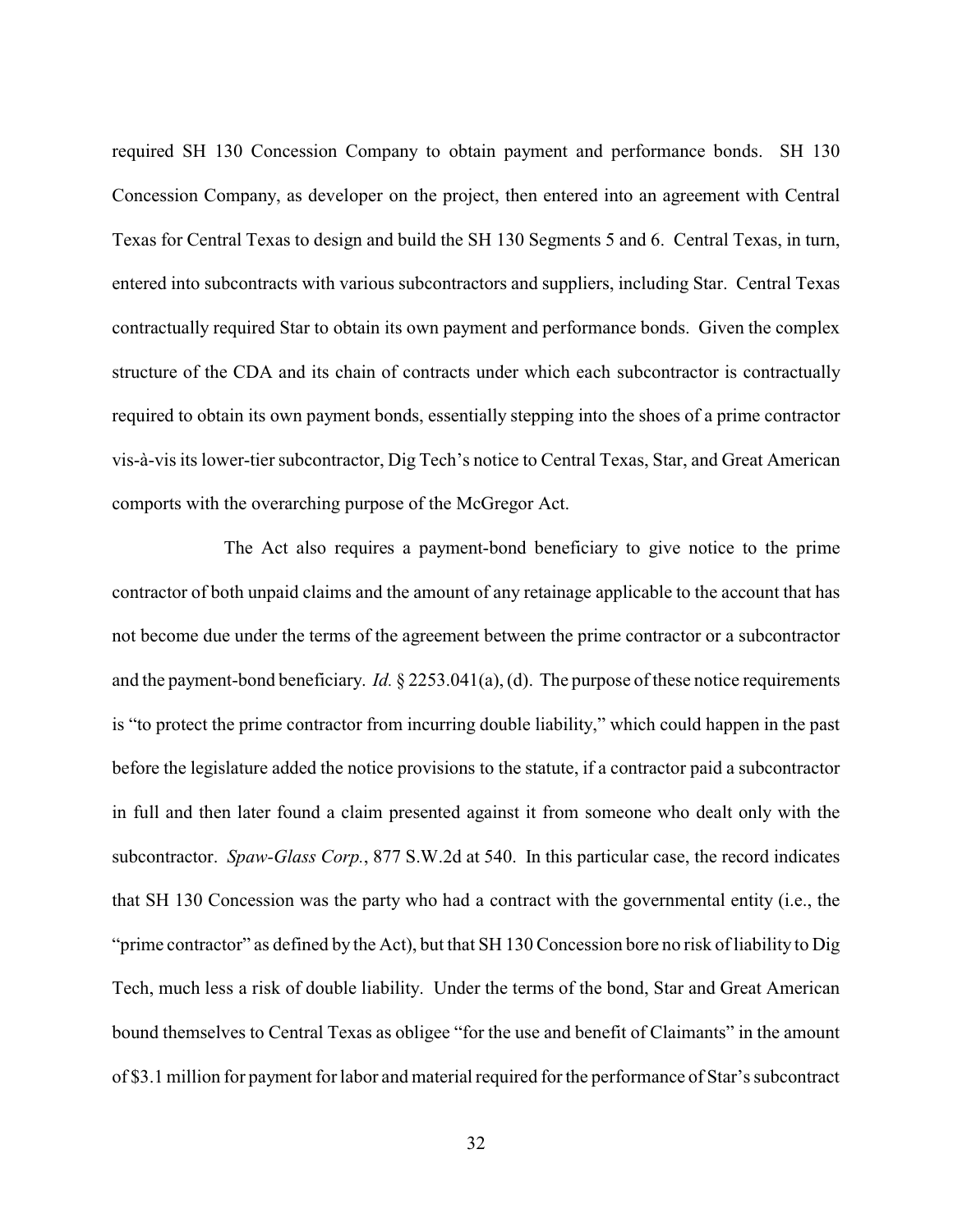required SH 130 Concession Company to obtain payment and performance bonds. SH 130 Concession Company, as developer on the project, then entered into an agreement with Central Texas for Central Texas to design and build the SH 130 Segments 5 and 6. Central Texas, in turn, entered into subcontracts with various subcontractors and suppliers, including Star. Central Texas contractually required Star to obtain its own payment and performance bonds. Given the complex structure of the CDA and its chain of contracts under which each subcontractor is contractually required to obtain its own payment bonds, essentially stepping into the shoes of a prime contractor vis-à-vis its lower-tier subcontractor, Dig Tech's notice to Central Texas, Star, and Great American comports with the overarching purpose of the McGregor Act.

The Act also requires a payment-bond beneficiary to give notice to the prime contractor of both unpaid claims and the amount of any retainage applicable to the account that has not become due under the terms of the agreement between the prime contractor or a subcontractor and the payment-bond beneficiary. *Id.* § 2253.041(a), (d). The purpose of these notice requirements is "to protect the prime contractor from incurring double liability," which could happen in the past before the legislature added the notice provisions to the statute, if a contractor paid a subcontractor in full and then later found a claim presented against it from someone who dealt only with the subcontractor. *Spaw-Glass Corp.*, 877 S.W.2d at 540. In this particular case, the record indicates that SH 130 Concession was the party who had a contract with the governmental entity (i.e., the "prime contractor" as defined by the Act), but that SH 130 Concession bore no risk of liability to Dig Tech, much less a risk of double liability. Under the terms of the bond, Star and Great American bound themselves to Central Texas as obligee "for the use and benefit of Claimants" in the amount of $3.1 million for payment for labor and material required for the performance of Star's subcontract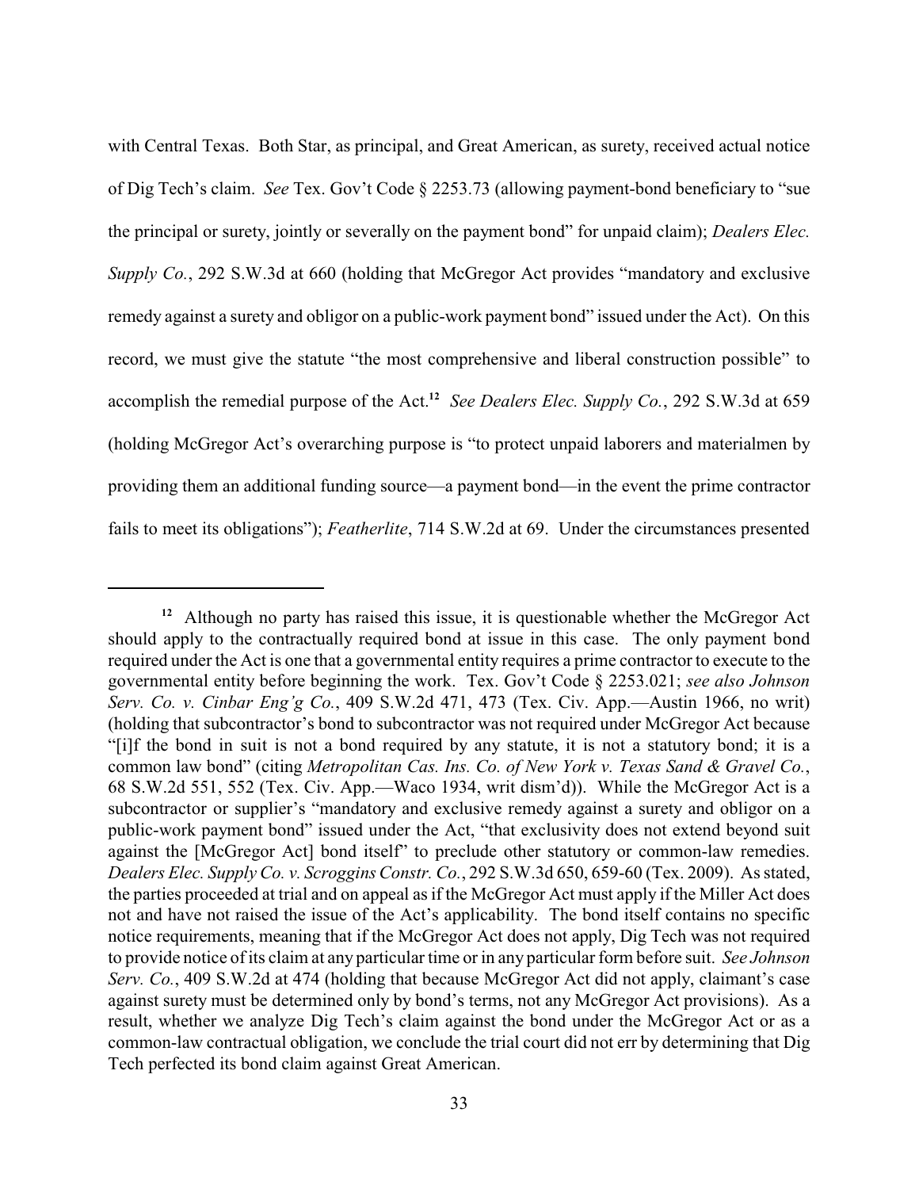with Central Texas. Both Star, as principal, and Great American, as surety, received actual notice of Dig Tech's claim. *See* Tex. Gov't Code § 2253.73 (allowing payment-bond beneficiary to "sue the principal or surety, jointly or severally on the payment bond" for unpaid claim); *Dealers Elec. Supply Co.*, 292 S.W.3d at 660 (holding that McGregor Act provides "mandatory and exclusive remedy against a surety and obligor on a public-work payment bond" issued under the Act). On this record, we must give the statute "the most comprehensive and liberal construction possible" to accomplish the remedial purpose of the Act.[12] *See Dealers Elec. Supply Co.*, 292 S.W.3d at 659 (holding McGregor Act's overarching purpose is "to protect unpaid laborers and materialmen by providing them an additional funding source—a payment bond—in the event the prime contractor fails to meet its obligations"); *Featherlite*, 714 S.W.2d at 69. Under the circumstances presented

---

[12] Although no party has raised this issue, it is questionable whether the McGregor Act should apply to the contractually required bond at issue in this case. The only payment bond required under the Act is one that a governmental entity requires a prime contractor to execute to the governmental entity before beginning the work. Tex. Gov't Code § 2253.021; *see also Johnson Serv. Co. v. Cinbar Eng'g Co.*, 409 S.W.2d 471, 473 (Tex. Civ. App.—Austin 1966, no writ) (holding that subcontractor's bond to subcontractor was not required under McGregor Act because "[i]f the bond in suit is not a bond required by any statute, it is not a statutory bond; it is a common law bond" (citing *Metropolitan Cas. Ins. Co. of New York v. Texas Sand & Gravel Co.*, 68 S.W.2d 551, 552 (Tex. Civ. App.—Waco 1934, writ dism'd)). While the McGregor Act is a subcontractor or supplier's "mandatory and exclusive remedy against a surety and obligor on a public-work payment bond" issued under the Act, "that exclusivity does not extend beyond suit against the [McGregor Act] bond itself" to preclude other statutory or common-law remedies. *Dealers Elec. Supply Co. v. Scroggins Constr. Co.*, 292 S.W.3d 650, 659-60 (Tex. 2009). As stated, the parties proceeded at trial and on appeal as if the McGregor Act must apply if the Miller Act does not and have not raised the issue of the Act's applicability. The bond itself contains no specific notice requirements, meaning that if the McGregor Act does not apply, Dig Tech was not required to provide notice of its claim at any particular time or in any particular form before suit. *See Johnson Serv. Co.*, 409 S.W.2d at 474 (holding that because McGregor Act did not apply, claimant's case against surety must be determined only by bond's terms, not any McGregor Act provisions). As a result, whether we analyze Dig Tech's claim against the bond under the McGregor Act or as a common-law contractual obligation, we conclude the trial court did not err by determining that Dig Tech perfected its bond claim against Great American.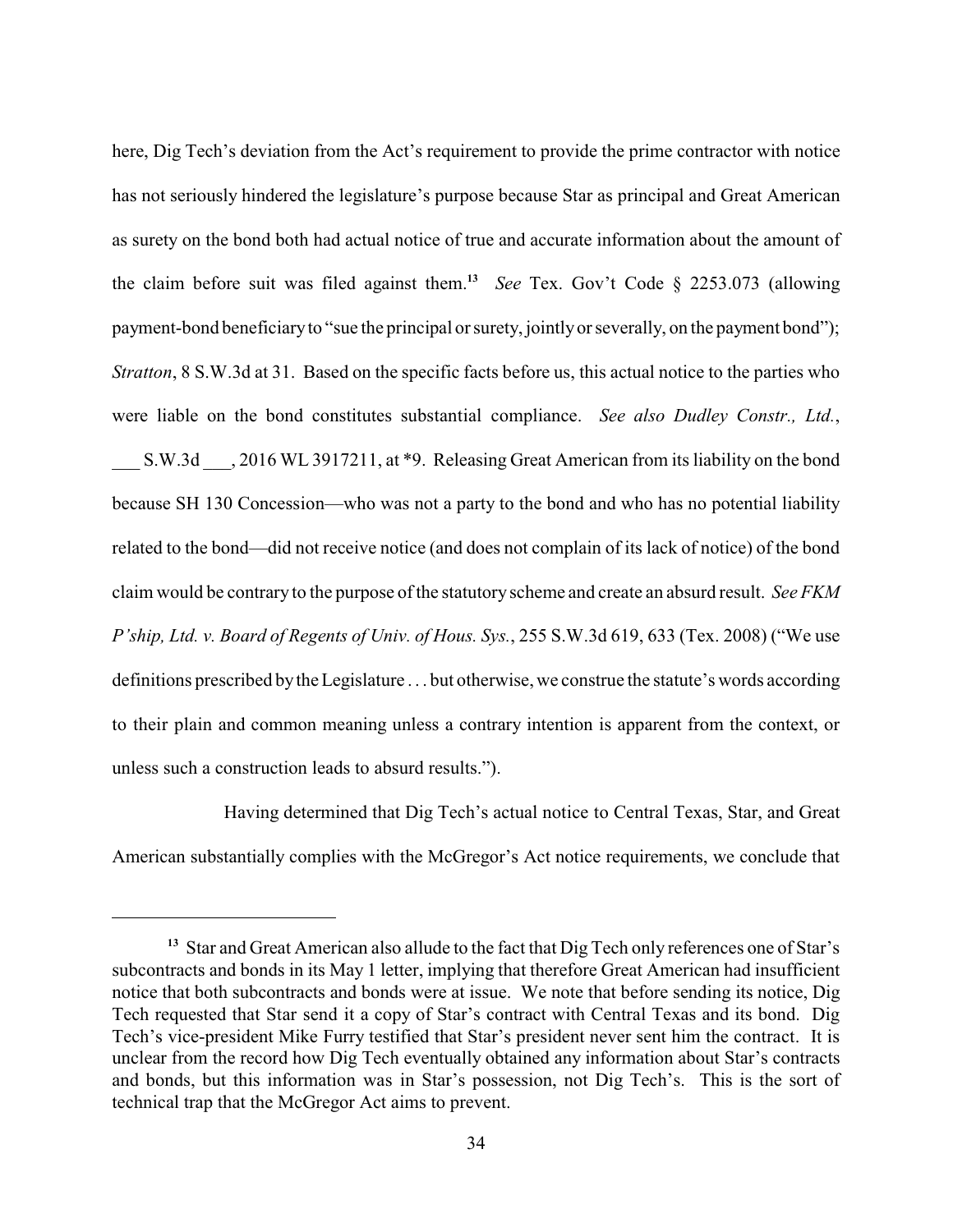here, Dig Tech's deviation from the Act's requirement to provide the prime contractor with notice has not seriously hindered the legislature's purpose because Star as principal and Great American as surety on the bond both had actual notice of true and accurate information about the amount of the claim before suit was filed against them.[13] *See* Tex. Gov't Code § 2253.073 (allowing payment-bond beneficiary to "sue the principal or surety, jointly or severally, on the payment bond"); *Stratton*, 8 S.W.3d at 31. Based on the specific facts before us, this actual notice to the parties who were liable on the bond constitutes substantial compliance. *See also Dudley Constr., Ltd.*, ___ S.W.3d ___, 2016 WL 3917211, at *9. Releasing Great American from its liability on the bond because SH 130 Concession—who was not a party to the bond and who has no potential liability related to the bond—did not receive notice (and does not complain of its lack of notice) of the bond claim would be contrary to the purpose of the statutory scheme and create an absurd result. *See FKM P'ship, Ltd. v. Board of Regents of Univ. of Hous. Sys.*, 255 S.W.3d 619, 633 (Tex. 2008) ("We use definitions prescribed by the Legislature . . . but otherwise, we construe the statute's words according to their plain and common meaning unless a contrary intention is apparent from the context, or unless such a construction leads to absurd results.").

Having determined that Dig Tech's actual notice to Central Texas, Star, and Great American substantially complies with the McGregor's Act notice requirements, we conclude that

---

[13] Star and Great American also allude to the fact that Dig Tech only references one of Star's subcontracts and bonds in its May 1 letter, implying that therefore Great American had insufficient notice that both subcontracts and bonds were at issue. We note that before sending its notice, Dig Tech requested that Star send it a copy of Star's contract with Central Texas and its bond. Dig Tech's vice-president Mike Furry testified that Star's president never sent him the contract. It is unclear from the record how Dig Tech eventually obtained any information about Star's contracts and bonds, but this information was in Star's possession, not Dig Tech's. This is the sort of technical trap that the McGregor Act aims to prevent.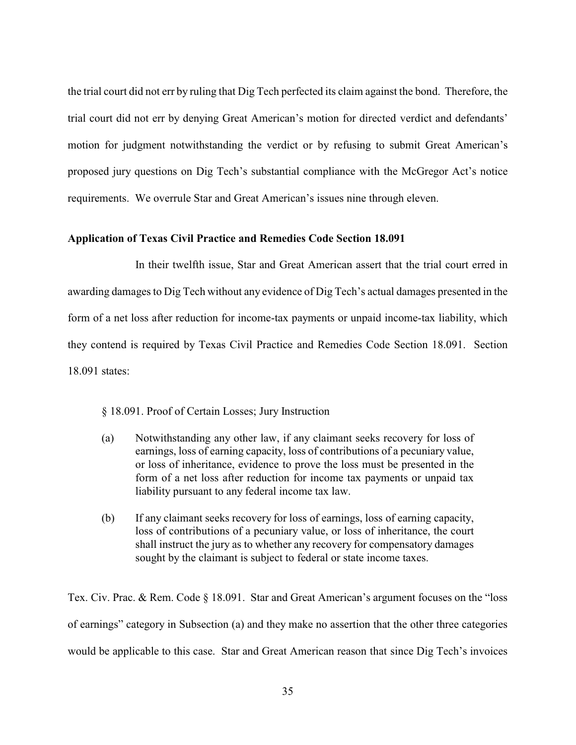the trial court did not err by ruling that Dig Tech perfected its claim against the bond. Therefore, the trial court did not err by denying Great American's motion for directed verdict and defendants' motion for judgment notwithstanding the verdict or by refusing to submit Great American's proposed jury questions on Dig Tech's substantial compliance with the McGregor Act's notice requirements. We overrule Star and Great American's issues nine through eleven.

**Application of Texas Civil Practice and Remedies Code Section 18.091**

In their twelfth issue, Star and Great American assert that the trial court erred in awarding damages to Dig Tech without any evidence of Dig Tech's actual damages presented in the form of a net loss after reduction for income-tax payments or unpaid income-tax liability, which they contend is required by Texas Civil Practice and Remedies Code Section 18.091. Section 18.091 states:

> § 18.091. Proof of Certain Losses; Jury Instruction
>
> (a) Notwithstanding any other law, if any claimant seeks recovery for loss of earnings, loss of earning capacity, loss of contributions of a pecuniary value, or loss of inheritance, evidence to prove the loss must be presented in the form of a net loss after reduction for income tax payments or unpaid tax liability pursuant to any federal income tax law.
>
> (b) If any claimant seeks recovery for loss of earnings, loss of earning capacity, loss of contributions of a pecuniary value, or loss of inheritance, the court shall instruct the jury as to whether any recovery for compensatory damages sought by the claimant is subject to federal or state income taxes.

Tex. Civ. Prac. & Rem. Code § 18.091. Star and Great American's argument focuses on the "loss of earnings" category in Subsection (a) and they make no assertion that the other three categories would be applicable to this case. Star and Great American reason that since Dig Tech's invoices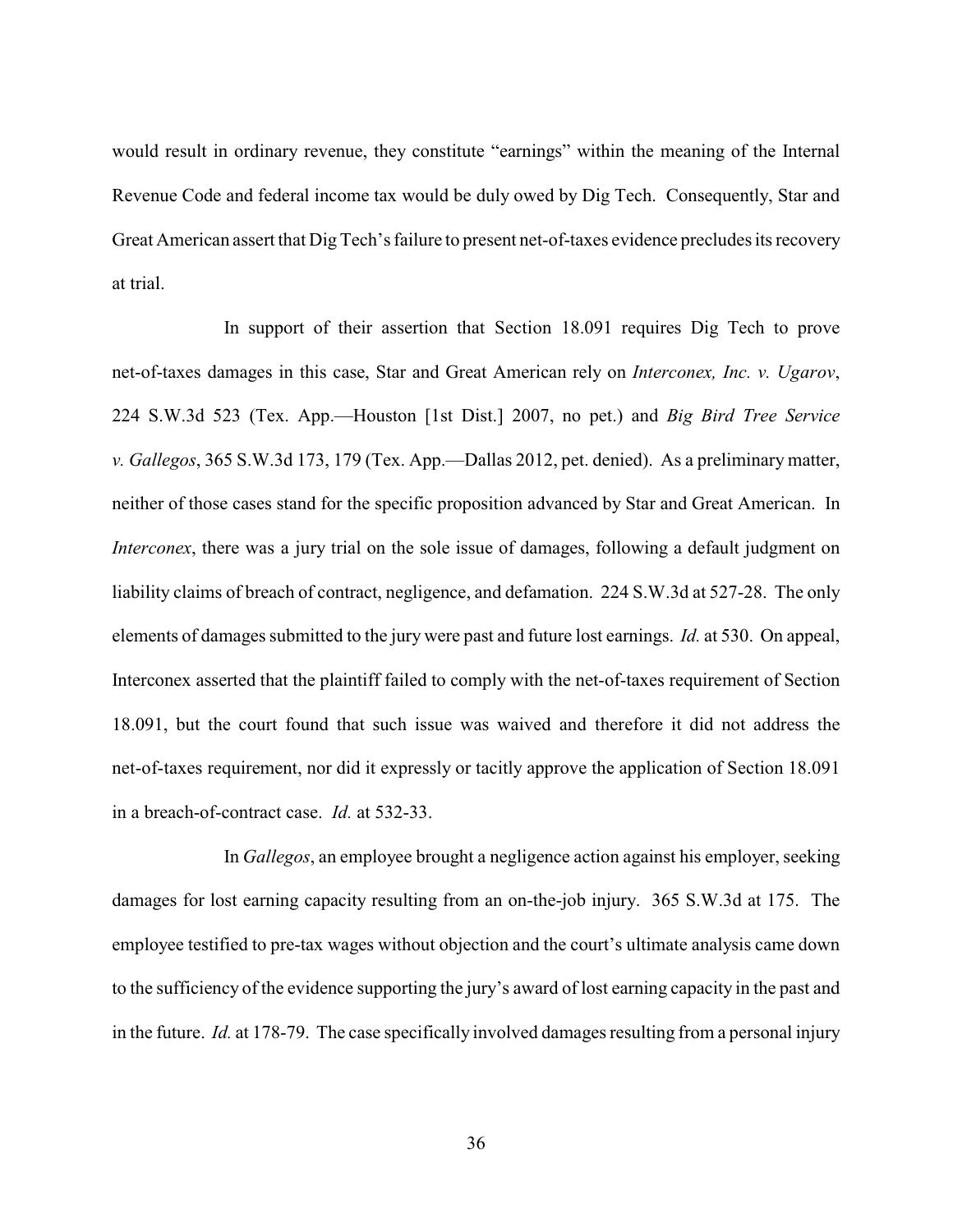would result in ordinary revenue, they constitute "earnings" within the meaning of the Internal Revenue Code and federal income tax would be duly owed by Dig Tech. Consequently, Star and Great American assert that Dig Tech's failure to present net-of-taxes evidence precludes its recovery at trial.

In support of their assertion that Section 18.091 requires Dig Tech to prove net-of-taxes damages in this case, Star and Great American rely on *Interconex, Inc. v. Ugarov*, 224 S.W.3d 523 (Tex. App.—Houston [1st Dist.] 2007, no pet.) and *Big Bird Tree Service v. Gallegos*, 365 S.W.3d 173, 179 (Tex. App.—Dallas 2012, pet. denied). As a preliminary matter, neither of those cases stand for the specific proposition advanced by Star and Great American. In *Interconex*, there was a jury trial on the sole issue of damages, following a default judgment on liability claims of breach of contract, negligence, and defamation. 224 S.W.3d at 527-28. The only elements of damages submitted to the jury were past and future lost earnings. *Id.* at 530. On appeal, Interconex asserted that the plaintiff failed to comply with the net-of-taxes requirement of Section 18.091, but the court found that such issue was waived and therefore it did not address the net-of-taxes requirement, nor did it expressly or tacitly approve the application of Section 18.091 in a breach-of-contract case. *Id.* at 532-33.

In *Gallegos*, an employee brought a negligence action against his employer, seeking damages for lost earning capacity resulting from an on-the-job injury. 365 S.W.3d at 175. The employee testified to pre-tax wages without objection and the court's ultimate analysis came down to the sufficiency of the evidence supporting the jury's award of lost earning capacity in the past and in the future. *Id.* at 178-79. The case specifically involved damages resulting from a personal injury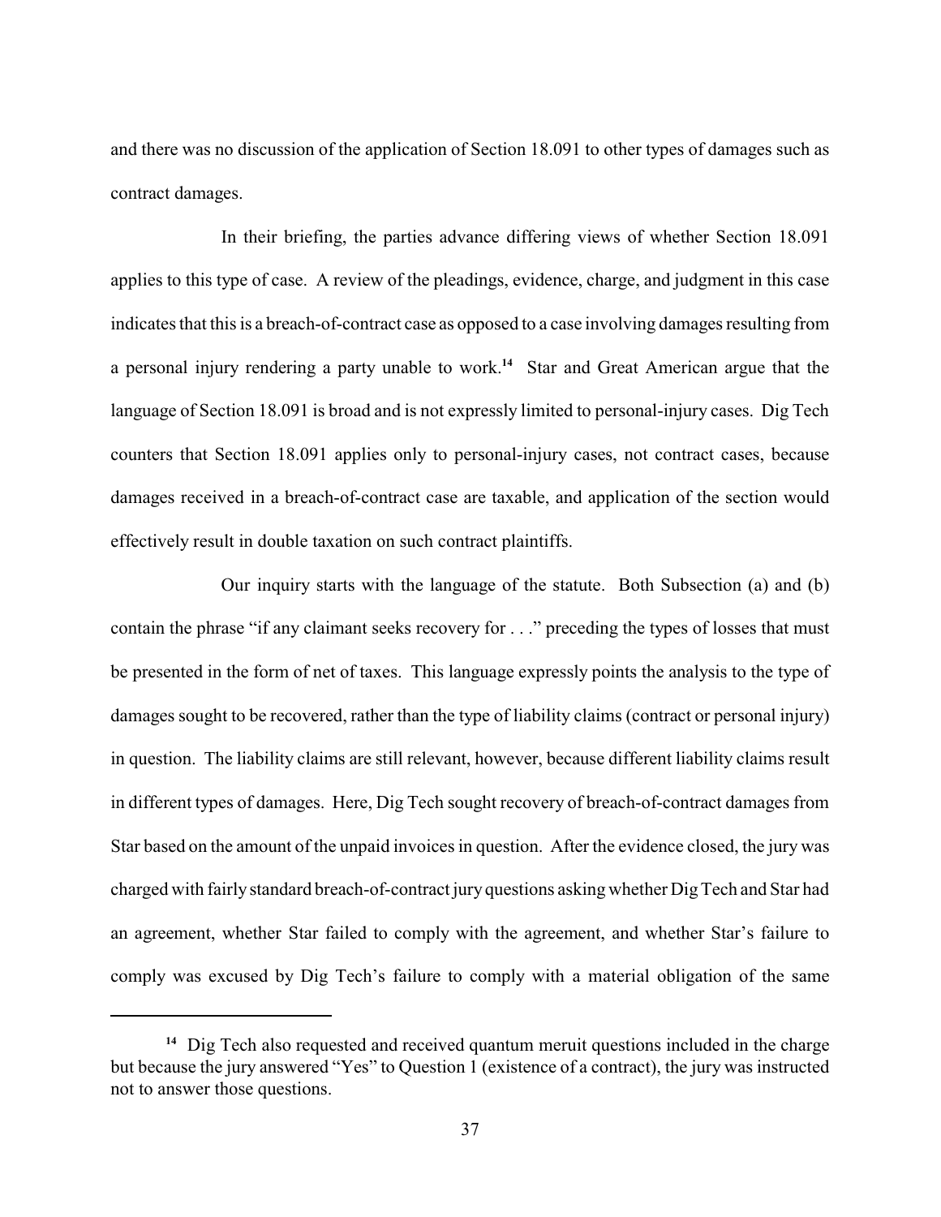and there was no discussion of the application of Section 18.091 to other types of damages such as contract damages.

In their briefing, the parties advance differing views of whether Section 18.091 applies to this type of case. A review of the pleadings, evidence, charge, and judgment in this case indicates that this is a breach-of-contract case as opposed to a case involving damages resulting from a personal injury rendering a party unable to work.[14] Star and Great American argue that the language of Section 18.091 is broad and is not expressly limited to personal-injury cases. Dig Tech counters that Section 18.091 applies only to personal-injury cases, not contract cases, because damages received in a breach-of-contract case are taxable, and application of the section would effectively result in double taxation on such contract plaintiffs.

Our inquiry starts with the language of the statute. Both Subsection (a) and (b) contain the phrase "if any claimant seeks recovery for . . ." preceding the types of losses that must be presented in the form of net of taxes. This language expressly points the analysis to the type of damages sought to be recovered, rather than the type of liability claims (contract or personal injury) in question. The liability claims are still relevant, however, because different liability claims result in different types of damages. Here, Dig Tech sought recovery of breach-of-contract damages from Star based on the amount of the unpaid invoices in question. After the evidence closed, the jury was charged with fairly standard breach-of-contract jury questions asking whether Dig Tech and Star had an agreement, whether Star failed to comply with the agreement, and whether Star's failure to comply was excused by Dig Tech's failure to comply with a material obligation of the same

[14] Dig Tech also requested and received quantum meruit questions included in the charge but because the jury answered "Yes" to Question 1 (existence of a contract), the jury was instructed not to answer those questions.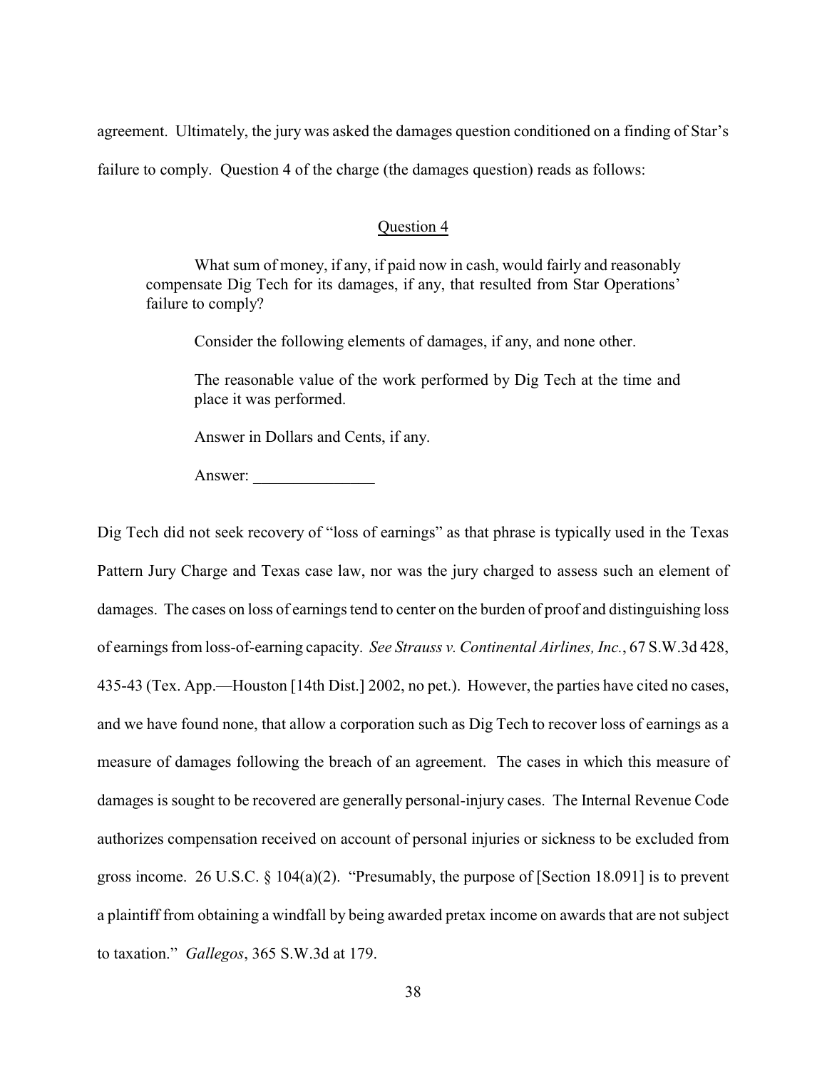agreement. Ultimately, the jury was asked the damages question conditioned on a finding of Star's failure to comply. Question 4 of the charge (the damages question) reads as follows:

<u>Question 4</u>

> What sum of money, if any, if paid now in cash, would fairly and reasonably compensate Dig Tech for its damages, if any, that resulted from Star Operations' failure to comply?
>
> Consider the following elements of damages, if any, and none other.
>
> The reasonable value of the work performed by Dig Tech at the time and place it was performed.
>
> Answer in Dollars and Cents, if any.
>
> Answer: _______________

Dig Tech did not seek recovery of "loss of earnings" as that phrase is typically used in the Texas Pattern Jury Charge and Texas case law, nor was the jury charged to assess such an element of damages. The cases on loss of earnings tend to center on the burden of proof and distinguishing loss of earnings from loss-of-earning capacity. *See Strauss v. Continental Airlines, Inc.*, 67 S.W.3d 428, 435-43 (Tex. App.—Houston [14th Dist.] 2002, no pet.). However, the parties have cited no cases, and we have found none, that allow a corporation such as Dig Tech to recover loss of earnings as a measure of damages following the breach of an agreement. The cases in which this measure of damages is sought to be recovered are generally personal-injury cases. The Internal Revenue Code authorizes compensation received on account of personal injuries or sickness to be excluded from gross income. 26 U.S.C. § 104(a)(2). "Presumably, the purpose of [Section 18.091] is to prevent a plaintiff from obtaining a windfall by being awarded pretax income on awards that are not subject to taxation." *Gallegos*, 365 S.W.3d at 179.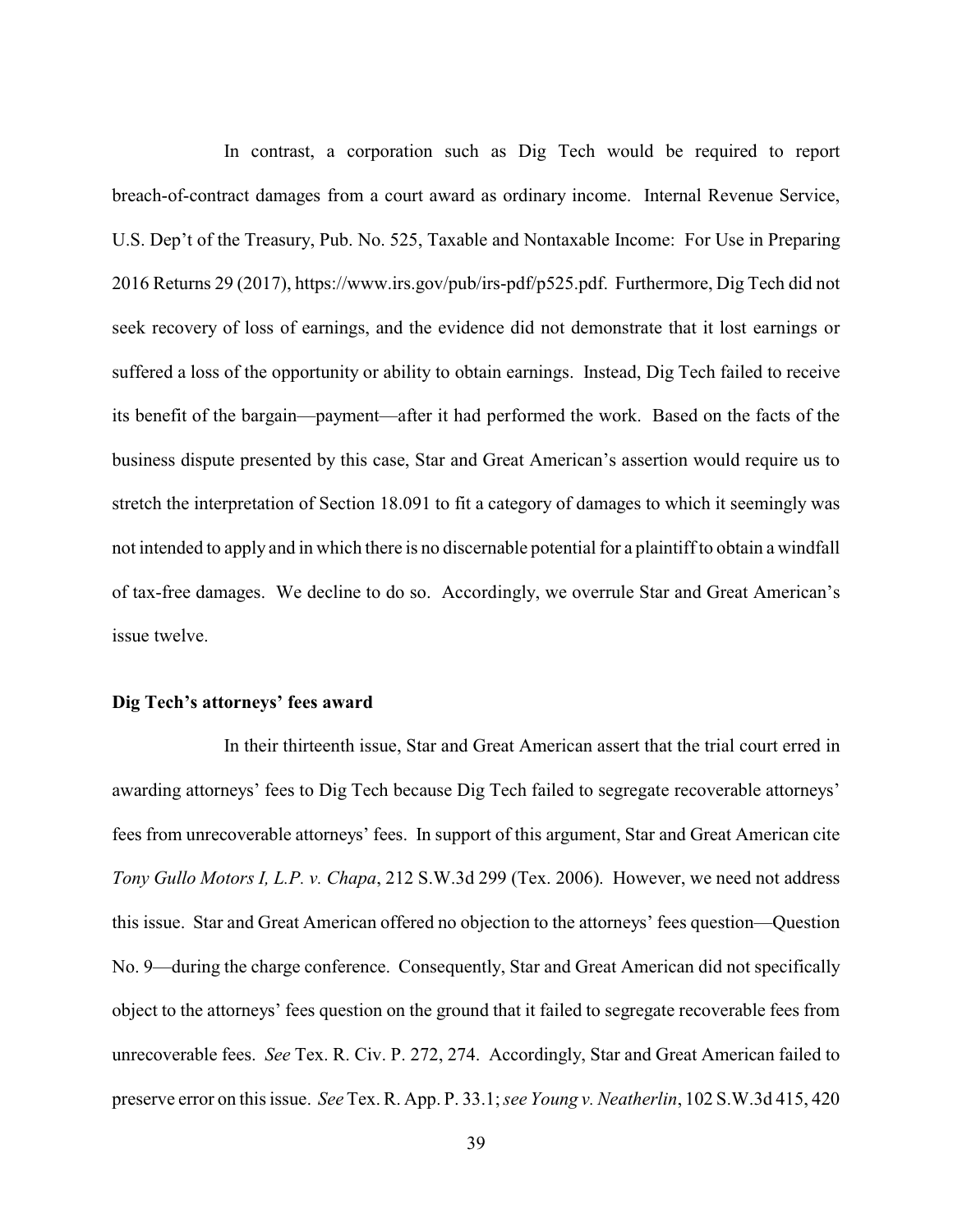In contrast, a corporation such as Dig Tech would be required to report breach-of-contract damages from a court award as ordinary income. Internal Revenue Service, U.S. Dep't of the Treasury, Pub. No. 525, Taxable and Nontaxable Income: For Use in Preparing 2016 Returns 29 (2017), https://www.irs.gov/pub/irs-pdf/p525.pdf. Furthermore, Dig Tech did not seek recovery of loss of earnings, and the evidence did not demonstrate that it lost earnings or suffered a loss of the opportunity or ability to obtain earnings. Instead, Dig Tech failed to receive its benefit of the bargain—payment—after it had performed the work. Based on the facts of the business dispute presented by this case, Star and Great American's assertion would require us to stretch the interpretation of Section 18.091 to fit a category of damages to which it seemingly was not intended to apply and in which there is no discernable potential for a plaintiff to obtain a windfall of tax-free damages. We decline to do so. Accordingly, we overrule Star and Great American's issue twelve.

**Dig Tech's attorneys' fees award**

In their thirteenth issue, Star and Great American assert that the trial court erred in awarding attorneys' fees to Dig Tech because Dig Tech failed to segregate recoverable attorneys' fees from unrecoverable attorneys' fees. In support of this argument, Star and Great American cite *Tony Gullo Motors I, L.P. v. Chapa*, 212 S.W.3d 299 (Tex. 2006). However, we need not address this issue. Star and Great American offered no objection to the attorneys' fees question—Question No. 9—during the charge conference. Consequently, Star and Great American did not specifically object to the attorneys' fees question on the ground that it failed to segregate recoverable fees from unrecoverable fees. *See* Tex. R. Civ. P. 272, 274. Accordingly, Star and Great American failed to preserve error on this issue. *See* Tex. R. App. P. 33.1; *see Young v. Neatherlin*, 102 S.W.3d 415, 420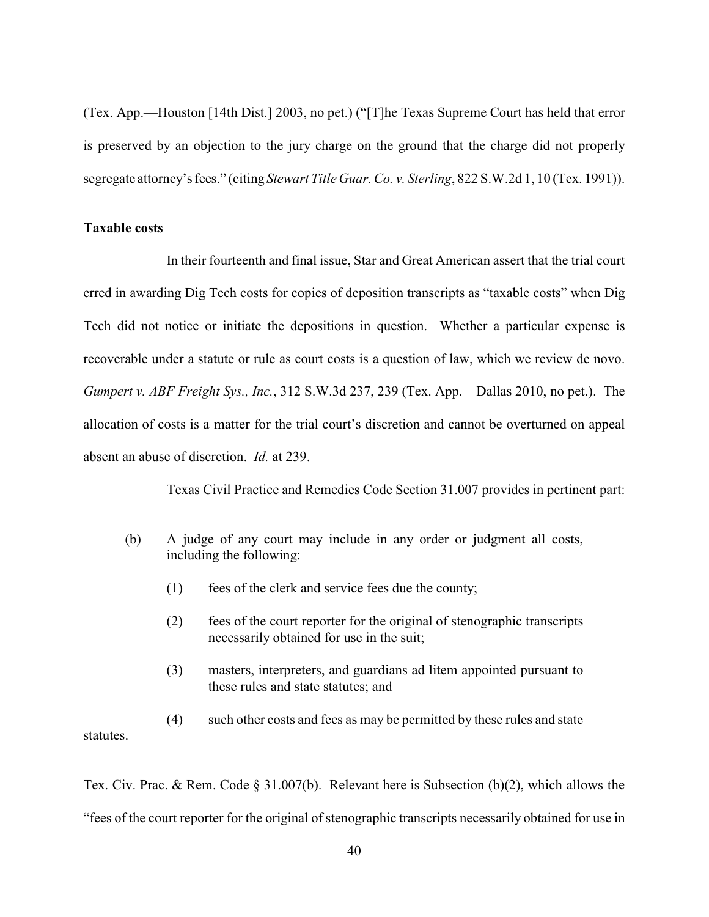(Tex. App.—Houston [14th Dist.] 2003, no pet.) ("[T]he Texas Supreme Court has held that error is preserved by an objection to the jury charge on the ground that the charge did not properly segregate attorney's fees." (citing *Stewart Title Guar. Co. v. Sterling*, 822 S.W.2d 1, 10 (Tex. 1991)).

**Taxable costs**

In their fourteenth and final issue, Star and Great American assert that the trial court erred in awarding Dig Tech costs for copies of deposition transcripts as "taxable costs" when Dig Tech did not notice or initiate the depositions in question. Whether a particular expense is recoverable under a statute or rule as court costs is a question of law, which we review de novo. *Gumpert v. ABF Freight Sys., Inc.*, 312 S.W.3d 237, 239 (Tex. App.—Dallas 2010, no pet.). The allocation of costs is a matter for the trial court's discretion and cannot be overturned on appeal absent an abuse of discretion. *Id.* at 239.

Texas Civil Practice and Remedies Code Section 31.007 provides in pertinent part:

> (b) A judge of any court may include in any order or judgment all costs, including the following:
>
> (1) fees of the clerk and service fees due the county;
>
> (2) fees of the court reporter for the original of stenographic transcripts necessarily obtained for use in the suit;
>
> (3) masters, interpreters, and guardians ad litem appointed pursuant to these rules and state statutes; and
>
> (4) such other costs and fees as may be permitted by these rules and state statutes.

Tex. Civ. Prac. & Rem. Code § 31.007(b). Relevant here is Subsection (b)(2), which allows the "fees of the court reporter for the original of stenographic transcripts necessarily obtained for use in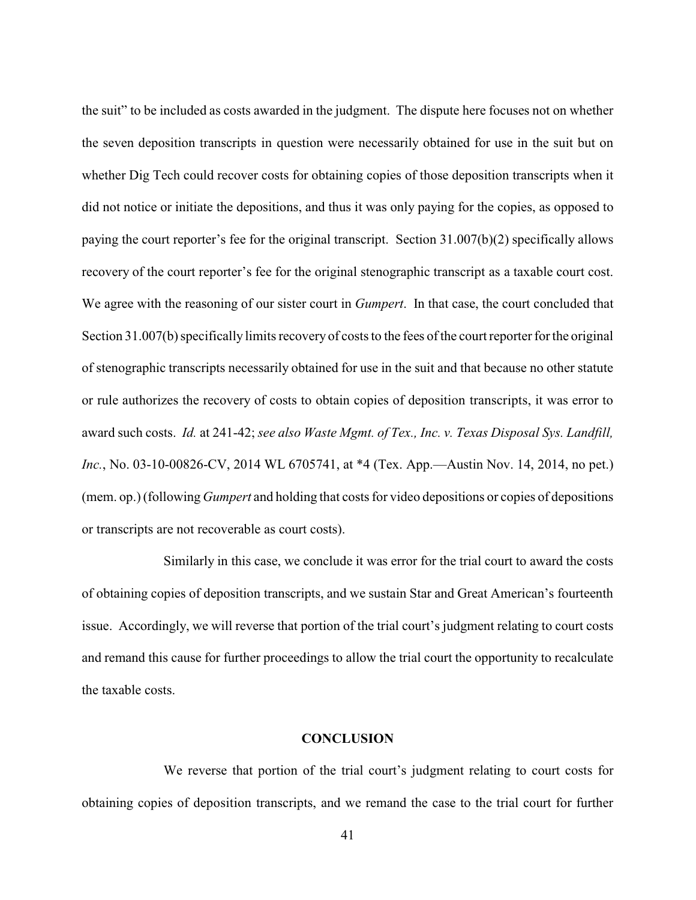the suit" to be included as costs awarded in the judgment. The dispute here focuses not on whether the seven deposition transcripts in question were necessarily obtained for use in the suit but on whether Dig Tech could recover costs for obtaining copies of those deposition transcripts when it did not notice or initiate the depositions, and thus it was only paying for the copies, as opposed to paying the court reporter's fee for the original transcript. Section 31.007(b)(2) specifically allows recovery of the court reporter's fee for the original stenographic transcript as a taxable court cost. We agree with the reasoning of our sister court in *Gumpert*. In that case, the court concluded that Section 31.007(b) specifically limits recovery of costs to the fees of the court reporter for the original of stenographic transcripts necessarily obtained for use in the suit and that because no other statute or rule authorizes the recovery of costs to obtain copies of deposition transcripts, it was error to award such costs. *Id.* at 241-42; *see also Waste Mgmt. of Tex., Inc. v. Texas Disposal Sys. Landfill, Inc.*, No. 03-10-00826-CV, 2014 WL 6705741, at *4 (Tex. App.—Austin Nov. 14, 2014, no pet.) (mem. op.) (following *Gumpert* and holding that costs for video depositions or copies of depositions or transcripts are not recoverable as court costs).

Similarly in this case, we conclude it was error for the trial court to award the costs of obtaining copies of deposition transcripts, and we sustain Star and Great American's fourteenth issue. Accordingly, we will reverse that portion of the trial court's judgment relating to court costs and remand this cause for further proceedings to allow the trial court the opportunity to recalculate the taxable costs.

## CONCLUSION

We reverse that portion of the trial court's judgment relating to court costs for obtaining copies of deposition transcripts, and we remand the case to the trial court for further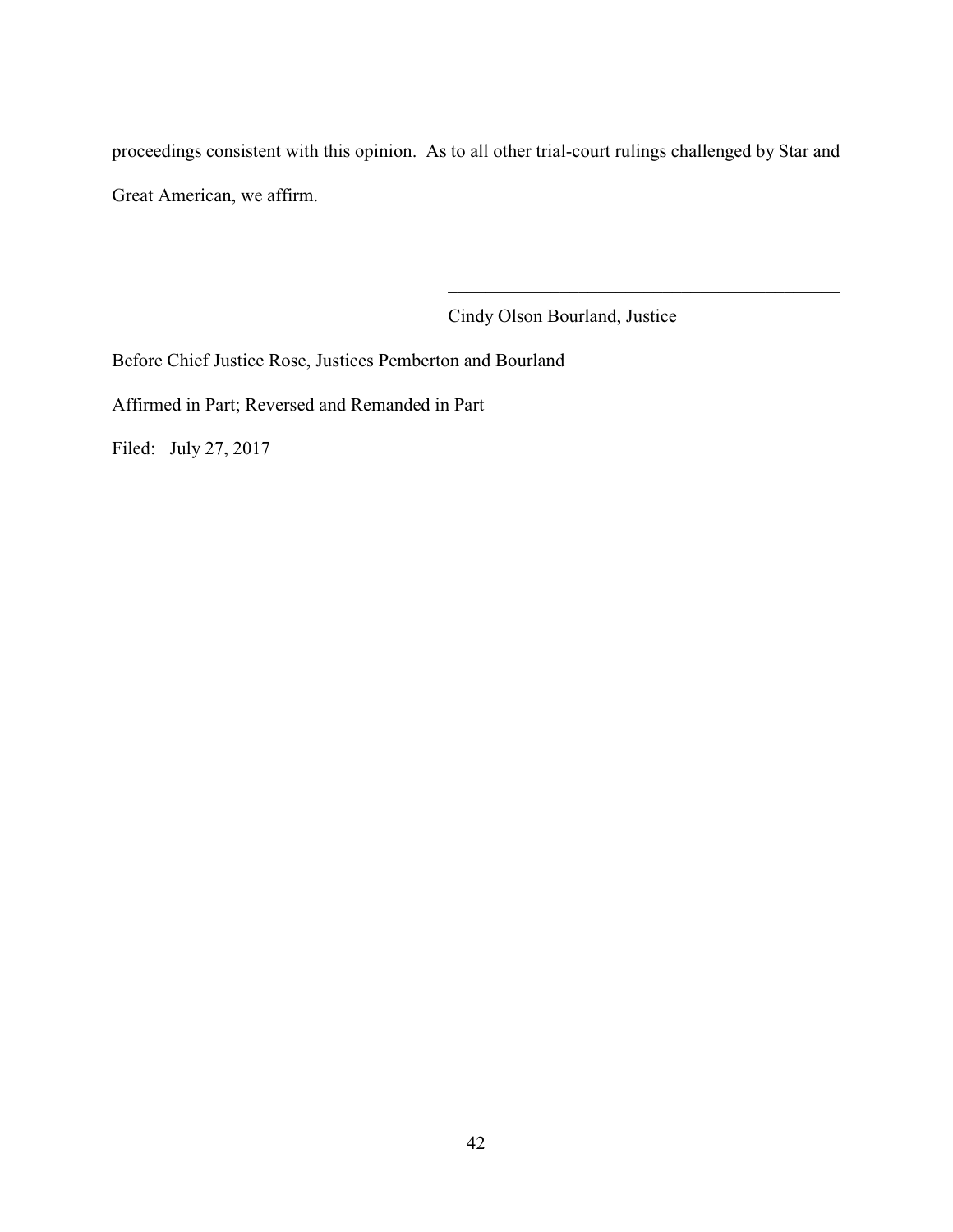proceedings consistent with this opinion. As to all other trial-court rulings challenged by Star and Great American, we affirm.

Cindy Olson Bourland, Justice

Before Chief Justice Rose, Justices Pemberton and Bourland

Affirmed in Part; Reversed and Remanded in Part

Filed: July 27, 2017